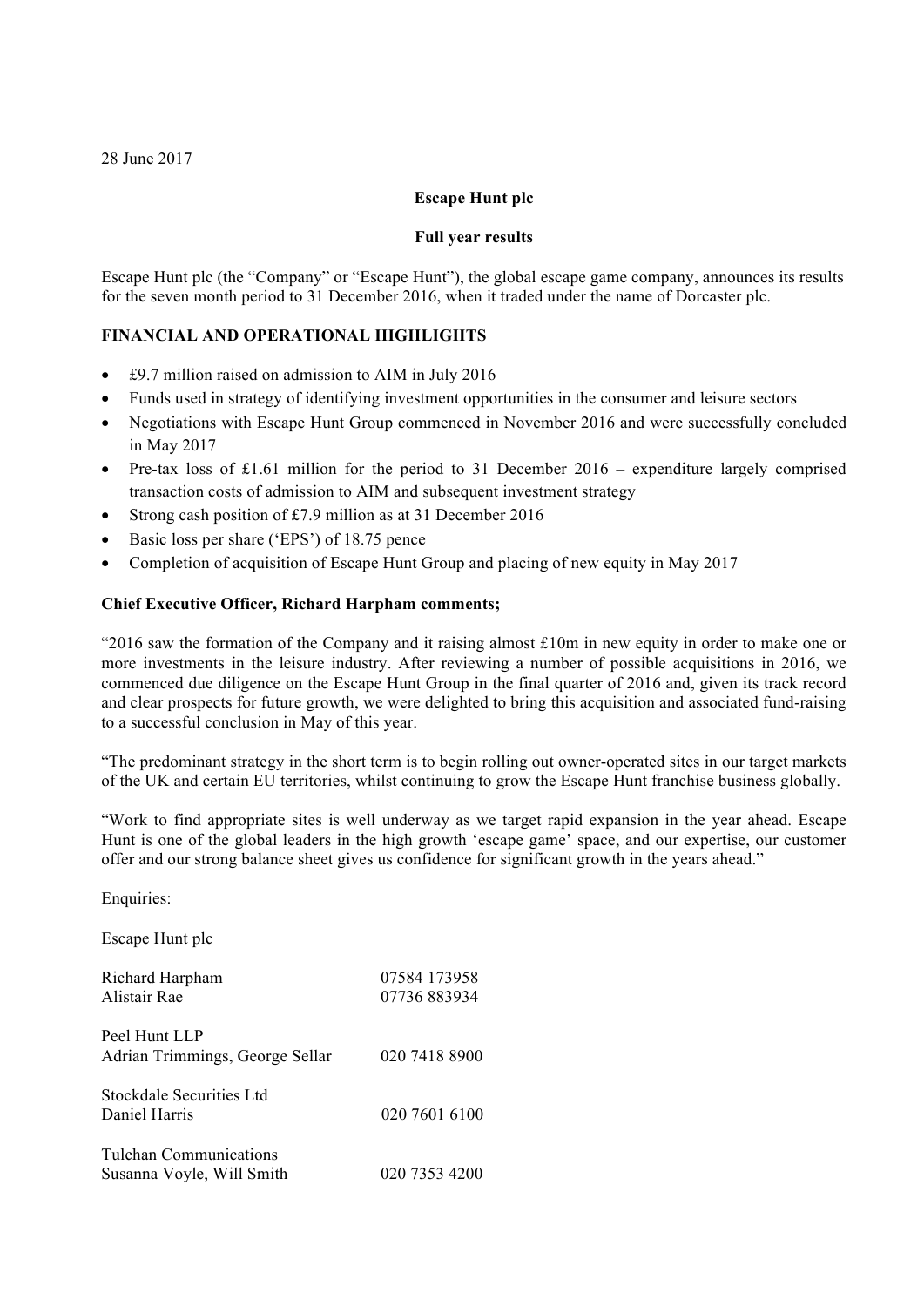28 June 2017

**Escape Hunt plc**

**Full year results**

Escape Hunt plc (the "Company" or "Escape Hunt"), the global escape game company, announces its results for the seven month period to 31 December 2016, when it traded under the name of Dorcaster plc.

**FINANCIAL AND OPERATIONAL HIGHLIGHTS**

- £9.7 million raised on admission to AIM in July 2016
- Funds used in strategy of identifying investment opportunities in the consumer and leisure sectors
- Negotiations with Escape Hunt Group commenced in November 2016 and were successfully concluded in May 2017
- Pre-tax loss of £1.61 million for the period to 31 December 2016 – expenditure largely comprised transaction costs of admission to AIM and subsequent investment strategy
- Strong cash position of £7.9 million as at 31 December 2016
- Basic loss per share ('EPS') of 18.75 pence
- Completion of acquisition of Escape Hunt Group and placing of new equity in May 2017

**Chief Executive Officer, Richard Harpham comments;**

"2016 saw the formation of the Company and it raising almost £10m in new equity in order to make one or more investments in the leisure industry. After reviewing a number of possible acquisitions in 2016, we commenced due diligence on the Escape Hunt Group in the final quarter of 2016 and, given its track record and clear prospects for future growth, we were delighted to bring this acquisition and associated fund-raising to a successful conclusion in May of this year.

"The predominant strategy in the short term is to begin rolling out owner-operated sites in our target markets of the UK and certain EU territories, whilst continuing to grow the Escape Hunt franchise business globally.

"Work to find appropriate sites is well underway as we target rapid expansion in the year ahead. Escape Hunt is one of the global leaders in the high growth 'escape game' space, and our expertise, our customer offer and our strong balance sheet gives us confidence for significant growth in the years ahead."

Enquiries:

Escape Hunt plc

| | |
|---|---|
| Richard Harpham | 07584 173958 |
| Alistair Rae | 07736 883934 |
| | |
| Peel Hunt LLP | |
| Adrian Trimmings, George Sellar | 020 7418 8900 |
| | |
| Stockdale Securities Ltd | |
| Daniel Harris | 020 7601 6100 |
| | |
| Tulchan Communications | |
| Susanna Voyle, Will Smith | 020 7353 4200 |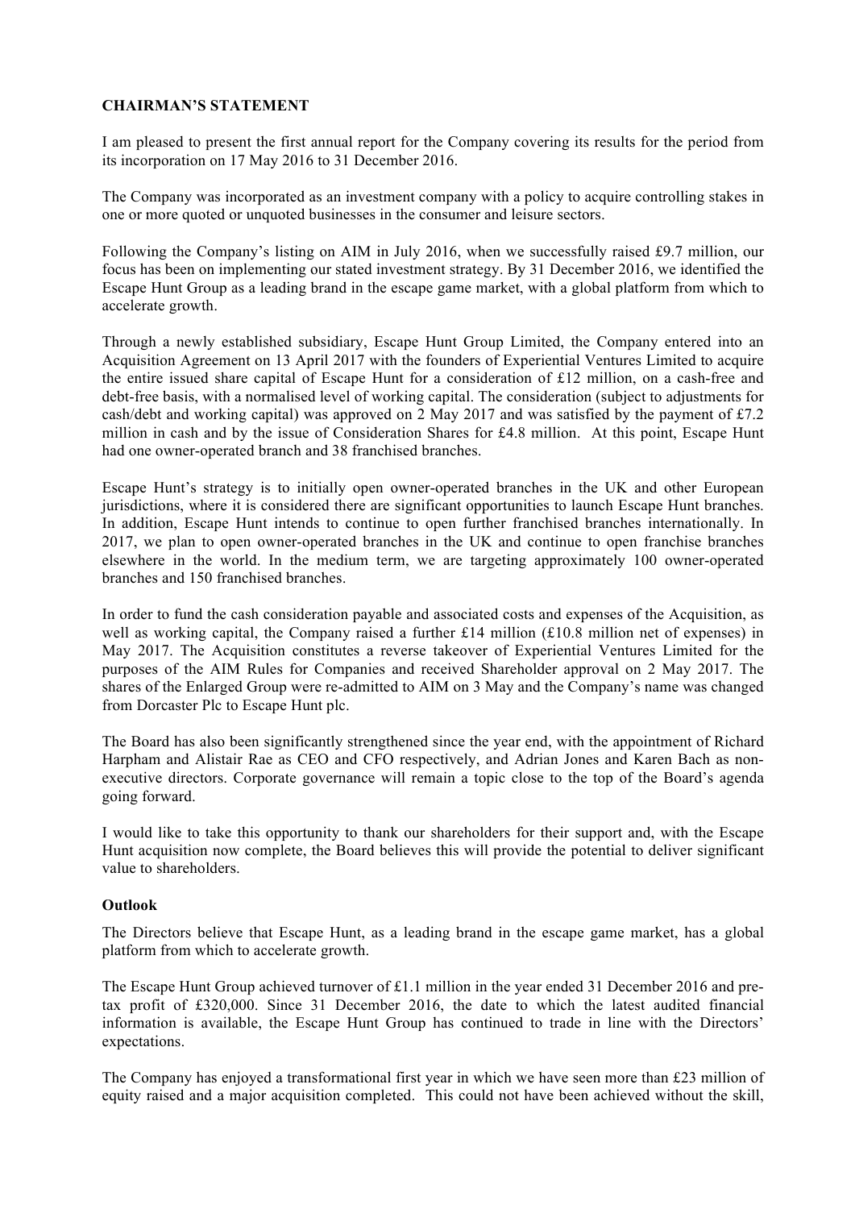**CHAIRMAN'S STATEMENT**

I am pleased to present the first annual report for the Company covering its results for the period from its incorporation on 17 May 2016 to 31 December 2016.

The Company was incorporated as an investment company with a policy to acquire controlling stakes in one or more quoted or unquoted businesses in the consumer and leisure sectors.

Following the Company's listing on AIM in July 2016, when we successfully raised £9.7 million, our focus has been on implementing our stated investment strategy. By 31 December 2016, we identified the Escape Hunt Group as a leading brand in the escape game market, with a global platform from which to accelerate growth.

Through a newly established subsidiary, Escape Hunt Group Limited, the Company entered into an Acquisition Agreement on 13 April 2017 with the founders of Experiential Ventures Limited to acquire the entire issued share capital of Escape Hunt for a consideration of £12 million, on a cash-free and debt-free basis, with a normalised level of working capital. The consideration (subject to adjustments for cash/debt and working capital) was approved on 2 May 2017 and was satisfied by the payment of £7.2 million in cash and by the issue of Consideration Shares for £4.8 million. At this point, Escape Hunt had one owner-operated branch and 38 franchised branches.

Escape Hunt's strategy is to initially open owner-operated branches in the UK and other European jurisdictions, where it is considered there are significant opportunities to launch Escape Hunt branches. In addition, Escape Hunt intends to continue to open further franchised branches internationally. In 2017, we plan to open owner-operated branches in the UK and continue to open franchise branches elsewhere in the world. In the medium term, we are targeting approximately 100 owner-operated branches and 150 franchised branches.

In order to fund the cash consideration payable and associated costs and expenses of the Acquisition, as well as working capital, the Company raised a further £14 million (£10.8 million net of expenses) in May 2017. The Acquisition constitutes a reverse takeover of Experiential Ventures Limited for the purposes of the AIM Rules for Companies and received Shareholder approval on 2 May 2017. The shares of the Enlarged Group were re-admitted to AIM on 3 May and the Company's name was changed from Dorcaster Plc to Escape Hunt plc.

The Board has also been significantly strengthened since the year end, with the appointment of Richard Harpham and Alistair Rae as CEO and CFO respectively, and Adrian Jones and Karen Bach as non-executive directors. Corporate governance will remain a topic close to the top of the Board's agenda going forward.

I would like to take this opportunity to thank our shareholders for their support and, with the Escape Hunt acquisition now complete, the Board believes this will provide the potential to deliver significant value to shareholders.

**Outlook**

The Directors believe that Escape Hunt, as a leading brand in the escape game market, has a global platform from which to accelerate growth.

The Escape Hunt Group achieved turnover of £1.1 million in the year ended 31 December 2016 and pre-tax profit of £320,000. Since 31 December 2016, the date to which the latest audited financial information is available, the Escape Hunt Group has continued to trade in line with the Directors' expectations.

The Company has enjoyed a transformational first year in which we have seen more than £23 million of equity raised and a major acquisition completed. This could not have been achieved without the skill,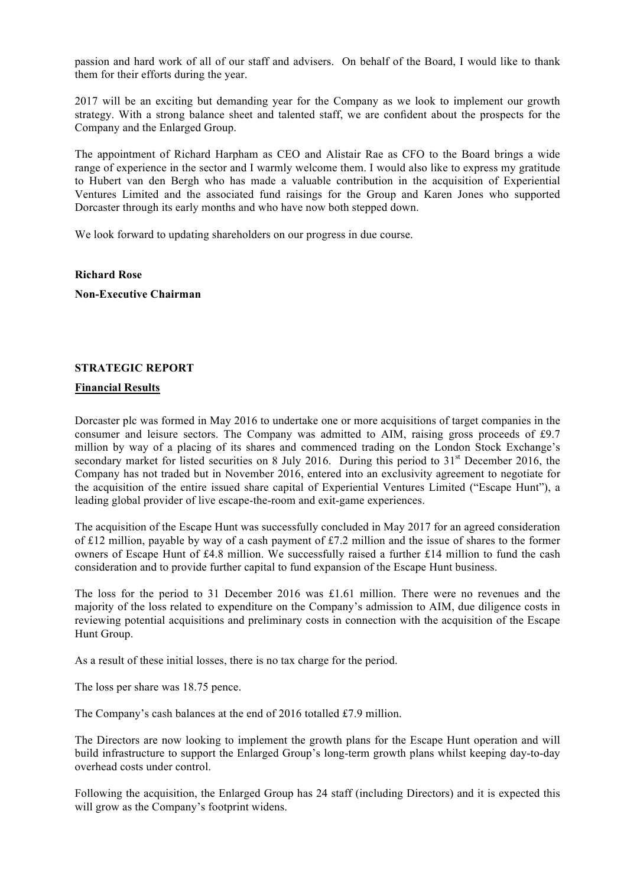passion and hard work of all of our staff and advisers. On behalf of the Board, I would like to thank them for their efforts during the year.

2017 will be an exciting but demanding year for the Company as we look to implement our growth strategy. With a strong balance sheet and talented staff, we are confident about the prospects for the Company and the Enlarged Group.

The appointment of Richard Harpham as CEO and Alistair Rae as CFO to the Board brings a wide range of experience in the sector and I warmly welcome them. I would also like to express my gratitude to Hubert van den Bergh who has made a valuable contribution in the acquisition of Experiential Ventures Limited and the associated fund raisings for the Group and Karen Jones who supported Dorcaster through its early months and who have now both stepped down.

We look forward to updating shareholders on our progress in due course.

**Richard Rose**

**Non-Executive Chairman**

## STRATEGIC REPORT

### Financial Results

Dorcaster plc was formed in May 2016 to undertake one or more acquisitions of target companies in the consumer and leisure sectors. The Company was admitted to AIM, raising gross proceeds of £9.7 million by way of a placing of its shares and commenced trading on the London Stock Exchange's secondary market for listed securities on 8 July 2016. During this period to 31st December 2016, the Company has not traded but in November 2016, entered into an exclusivity agreement to negotiate for the acquisition of the entire issued share capital of Experiential Ventures Limited ("Escape Hunt"), a leading global provider of live escape-the-room and exit-game experiences.

The acquisition of the Escape Hunt was successfully concluded in May 2017 for an agreed consideration of £12 million, payable by way of a cash payment of £7.2 million and the issue of shares to the former owners of Escape Hunt of £4.8 million. We successfully raised a further £14 million to fund the cash consideration and to provide further capital to fund expansion of the Escape Hunt business.

The loss for the period to 31 December 2016 was £1.61 million. There were no revenues and the majority of the loss related to expenditure on the Company's admission to AIM, due diligence costs in reviewing potential acquisitions and preliminary costs in connection with the acquisition of the Escape Hunt Group.

As a result of these initial losses, there is no tax charge for the period.

The loss per share was 18.75 pence.

The Company's cash balances at the end of 2016 totalled £7.9 million.

The Directors are now looking to implement the growth plans for the Escape Hunt operation and will build infrastructure to support the Enlarged Group's long-term growth plans whilst keeping day-to-day overhead costs under control.

Following the acquisition, the Enlarged Group has 24 staff (including Directors) and it is expected this will grow as the Company's footprint widens.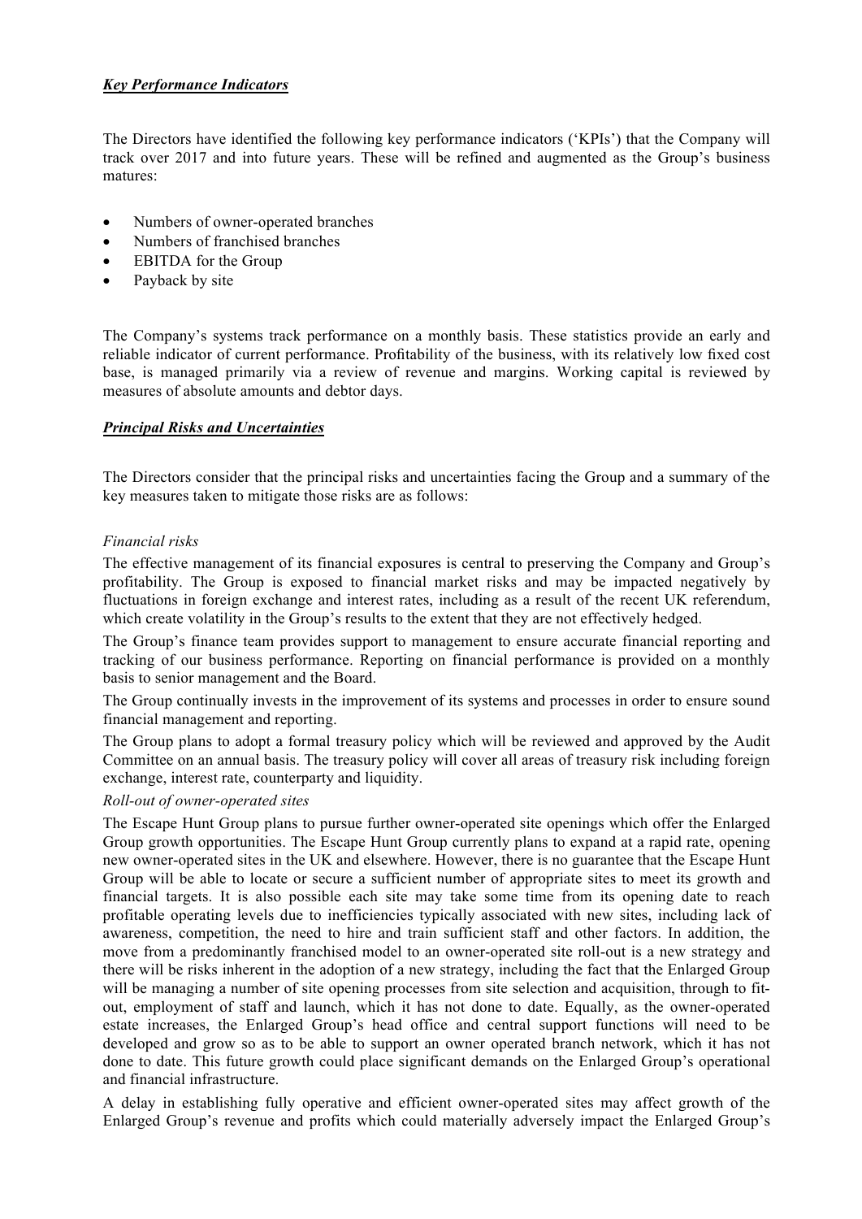## ***Key Performance Indicators***

The Directors have identified the following key performance indicators ('KPIs') that the Company will track over 2017 and into future years. These will be refined and augmented as the Group's business matures:

- Numbers of owner-operated branches
- Numbers of franchised branches
- EBITDA for the Group
- Payback by site

The Company's systems track performance on a monthly basis. These statistics provide an early and reliable indicator of current performance. Profitability of the business, with its relatively low fixed cost base, is managed primarily via a review of revenue and margins. Working capital is reviewed by measures of absolute amounts and debtor days.

## ***Principal Risks and Uncertainties***

The Directors consider that the principal risks and uncertainties facing the Group and a summary of the key measures taken to mitigate those risks are as follows:

*Financial risks*

The effective management of its financial exposures is central to preserving the Company and Group's profitability. The Group is exposed to financial market risks and may be impacted negatively by fluctuations in foreign exchange and interest rates, including as a result of the recent UK referendum, which create volatility in the Group's results to the extent that they are not effectively hedged.

The Group's finance team provides support to management to ensure accurate financial reporting and tracking of our business performance. Reporting on financial performance is provided on a monthly basis to senior management and the Board.

The Group continually invests in the improvement of its systems and processes in order to ensure sound financial management and reporting.

The Group plans to adopt a formal treasury policy which will be reviewed and approved by the Audit Committee on an annual basis. The treasury policy will cover all areas of treasury risk including foreign exchange, interest rate, counterparty and liquidity.

*Roll-out of owner-operated sites*

The Escape Hunt Group plans to pursue further owner-operated site openings which offer the Enlarged Group growth opportunities. The Escape Hunt Group currently plans to expand at a rapid rate, opening new owner-operated sites in the UK and elsewhere. However, there is no guarantee that the Escape Hunt Group will be able to locate or secure a sufficient number of appropriate sites to meet its growth and financial targets. It is also possible each site may take some time from its opening date to reach profitable operating levels due to inefficiencies typically associated with new sites, including lack of awareness, competition, the need to hire and train sufficient staff and other factors. In addition, the move from a predominantly franchised model to an owner-operated site roll-out is a new strategy and there will be risks inherent in the adoption of a new strategy, including the fact that the Enlarged Group will be managing a number of site opening processes from site selection and acquisition, through to fit-out, employment of staff and launch, which it has not done to date. Equally, as the owner-operated estate increases, the Enlarged Group's head office and central support functions will need to be developed and grow so as to be able to support an owner operated branch network, which it has not done to date. This future growth could place significant demands on the Enlarged Group's operational and financial infrastructure.

A delay in establishing fully operative and efficient owner-operated sites may affect growth of the Enlarged Group's revenue and profits which could materially adversely impact the Enlarged Group's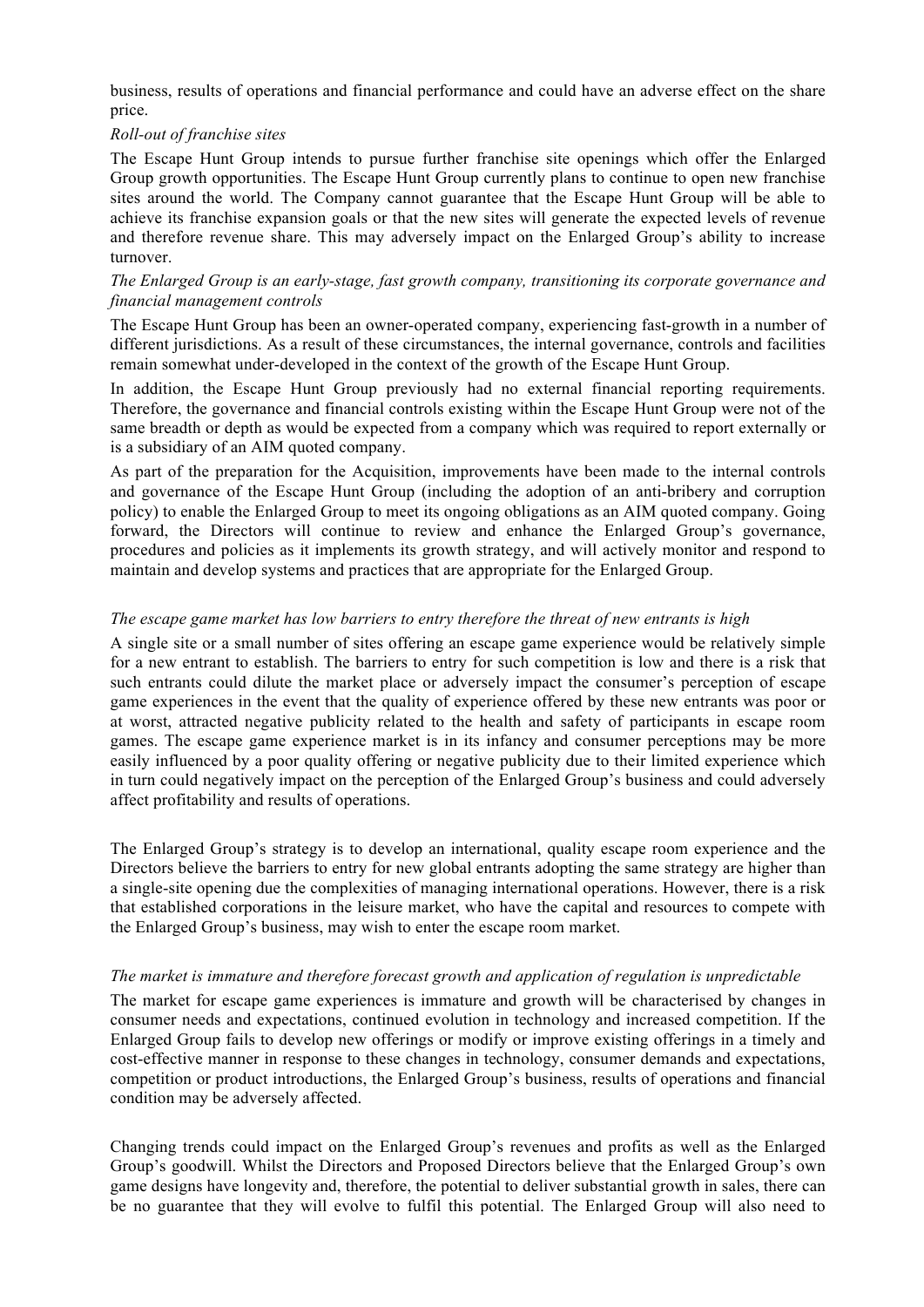business, results of operations and financial performance and could have an adverse effect on the share price.

*Roll-out of franchise sites*

The Escape Hunt Group intends to pursue further franchise site openings which offer the Enlarged Group growth opportunities. The Escape Hunt Group currently plans to continue to open new franchise sites around the world. The Company cannot guarantee that the Escape Hunt Group will be able to achieve its franchise expansion goals or that the new sites will generate the expected levels of revenue and therefore revenue share. This may adversely impact on the Enlarged Group's ability to increase turnover.

*The Enlarged Group is an early-stage, fast growth company, transitioning its corporate governance and financial management controls*

The Escape Hunt Group has been an owner-operated company, experiencing fast-growth in a number of different jurisdictions. As a result of these circumstances, the internal governance, controls and facilities remain somewhat under-developed in the context of the growth of the Escape Hunt Group.

In addition, the Escape Hunt Group previously had no external financial reporting requirements. Therefore, the governance and financial controls existing within the Escape Hunt Group were not of the same breadth or depth as would be expected from a company which was required to report externally or is a subsidiary of an AIM quoted company.

As part of the preparation for the Acquisition, improvements have been made to the internal controls and governance of the Escape Hunt Group (including the adoption of an anti-bribery and corruption policy) to enable the Enlarged Group to meet its ongoing obligations as an AIM quoted company. Going forward, the Directors will continue to review and enhance the Enlarged Group's governance, procedures and policies as it implements its growth strategy, and will actively monitor and respond to maintain and develop systems and practices that are appropriate for the Enlarged Group.

*The escape game market has low barriers to entry therefore the threat of new entrants is high*

A single site or a small number of sites offering an escape game experience would be relatively simple for a new entrant to establish. The barriers to entry for such competition is low and there is a risk that such entrants could dilute the market place or adversely impact the consumer's perception of escape game experiences in the event that the quality of experience offered by these new entrants was poor or at worst, attracted negative publicity related to the health and safety of participants in escape room games. The escape game experience market is in its infancy and consumer perceptions may be more easily influenced by a poor quality offering or negative publicity due to their limited experience which in turn could negatively impact on the perception of the Enlarged Group's business and could adversely affect profitability and results of operations.

The Enlarged Group's strategy is to develop an international, quality escape room experience and the Directors believe the barriers to entry for new global entrants adopting the same strategy are higher than a single-site opening due the complexities of managing international operations. However, there is a risk that established corporations in the leisure market, who have the capital and resources to compete with the Enlarged Group's business, may wish to enter the escape room market.

*The market is immature and therefore forecast growth and application of regulation is unpredictable*

The market for escape game experiences is immature and growth will be characterised by changes in consumer needs and expectations, continued evolution in technology and increased competition. If the Enlarged Group fails to develop new offerings or modify or improve existing offerings in a timely and cost-effective manner in response to these changes in technology, consumer demands and expectations, competition or product introductions, the Enlarged Group's business, results of operations and financial condition may be adversely affected.

Changing trends could impact on the Enlarged Group's revenues and profits as well as the Enlarged Group's goodwill. Whilst the Directors and Proposed Directors believe that the Enlarged Group's own game designs have longevity and, therefore, the potential to deliver substantial growth in sales, there can be no guarantee that they will evolve to fulfil this potential. The Enlarged Group will also need to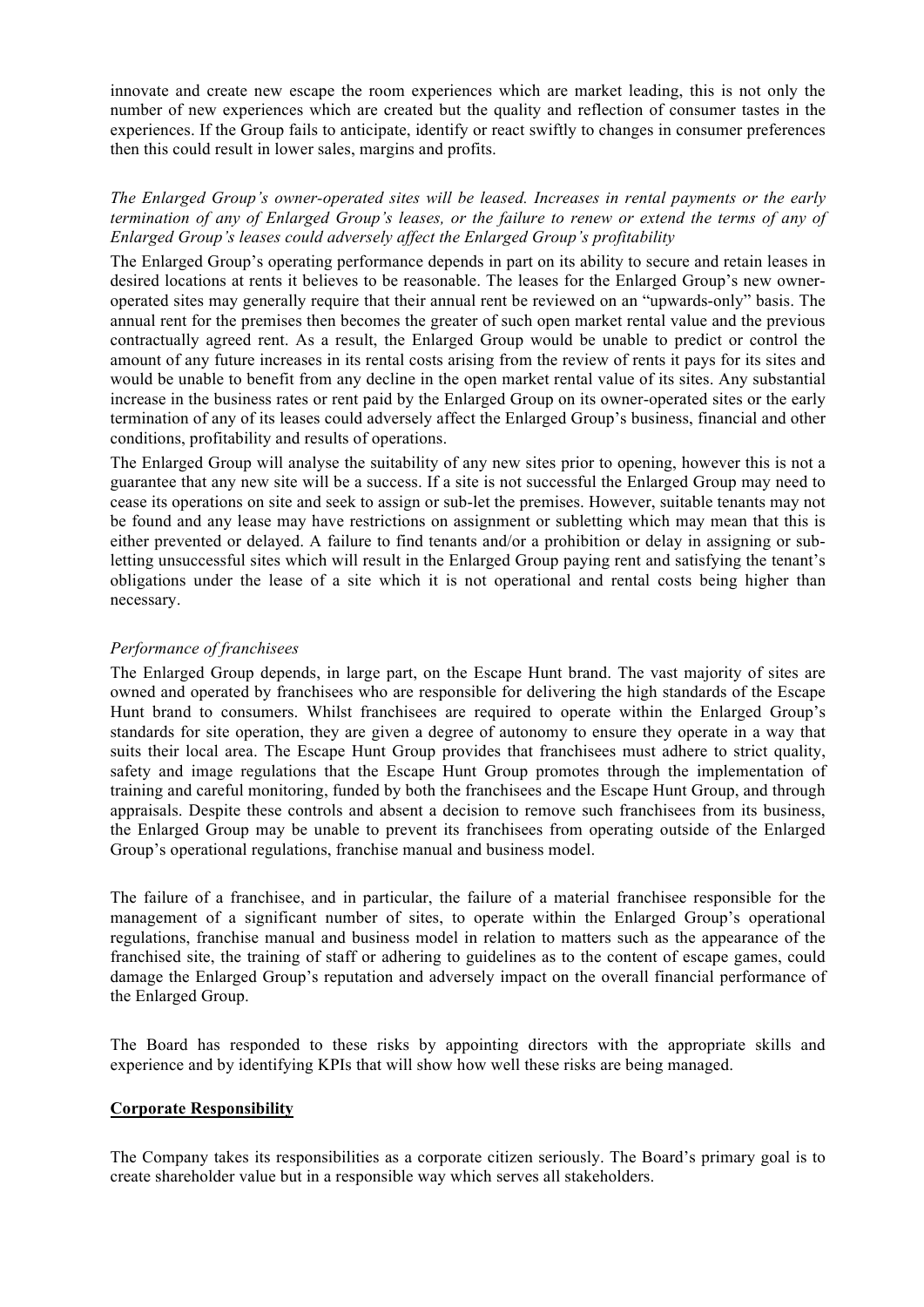innovate and create new escape the room experiences which are market leading, this is not only the number of new experiences which are created but the quality and reflection of consumer tastes in the experiences. If the Group fails to anticipate, identify or react swiftly to changes in consumer preferences then this could result in lower sales, margins and profits.

*The Enlarged Group's owner-operated sites will be leased. Increases in rental payments or the early termination of any of Enlarged Group's leases, or the failure to renew or extend the terms of any of Enlarged Group's leases could adversely affect the Enlarged Group's profitability*

The Enlarged Group's operating performance depends in part on its ability to secure and retain leases in desired locations at rents it believes to be reasonable. The leases for the Enlarged Group's new owner-operated sites may generally require that their annual rent be reviewed on an "upwards-only" basis. The annual rent for the premises then becomes the greater of such open market rental value and the previous contractually agreed rent. As a result, the Enlarged Group would be unable to predict or control the amount of any future increases in its rental costs arising from the review of rents it pays for its sites and would be unable to benefit from any decline in the open market rental value of its sites. Any substantial increase in the business rates or rent paid by the Enlarged Group on its owner-operated sites or the early termination of any of its leases could adversely affect the Enlarged Group's business, financial and other conditions, profitability and results of operations.

The Enlarged Group will analyse the suitability of any new sites prior to opening, however this is not a guarantee that any new site will be a success. If a site is not successful the Enlarged Group may need to cease its operations on site and seek to assign or sub-let the premises. However, suitable tenants may not be found and any lease may have restrictions on assignment or subletting which may mean that this is either prevented or delayed. A failure to find tenants and/or a prohibition or delay in assigning or sub-letting unsuccessful sites which will result in the Enlarged Group paying rent and satisfying the tenant's obligations under the lease of a site which it is not operational and rental costs being higher than necessary.

*Performance of franchisees*

The Enlarged Group depends, in large part, on the Escape Hunt brand. The vast majority of sites are owned and operated by franchisees who are responsible for delivering the high standards of the Escape Hunt brand to consumers. Whilst franchisees are required to operate within the Enlarged Group's standards for site operation, they are given a degree of autonomy to ensure they operate in a way that suits their local area. The Escape Hunt Group provides that franchisees must adhere to strict quality, safety and image regulations that the Escape Hunt Group promotes through the implementation of training and careful monitoring, funded by both the franchisees and the Escape Hunt Group, and through appraisals. Despite these controls and absent a decision to remove such franchisees from its business, the Enlarged Group may be unable to prevent its franchisees from operating outside of the Enlarged Group's operational regulations, franchise manual and business model.

The failure of a franchisee, and in particular, the failure of a material franchisee responsible for the management of a significant number of sites, to operate within the Enlarged Group's operational regulations, franchise manual and business model in relation to matters such as the appearance of the franchised site, the training of staff or adhering to guidelines as to the content of escape games, could damage the Enlarged Group's reputation and adversely impact on the overall financial performance of the Enlarged Group.

The Board has responded to these risks by appointing directors with the appropriate skills and experience and by identifying KPIs that will show how well these risks are being managed.

**Corporate Responsibility**

The Company takes its responsibilities as a corporate citizen seriously. The Board's primary goal is to create shareholder value but in a responsible way which serves all stakeholders.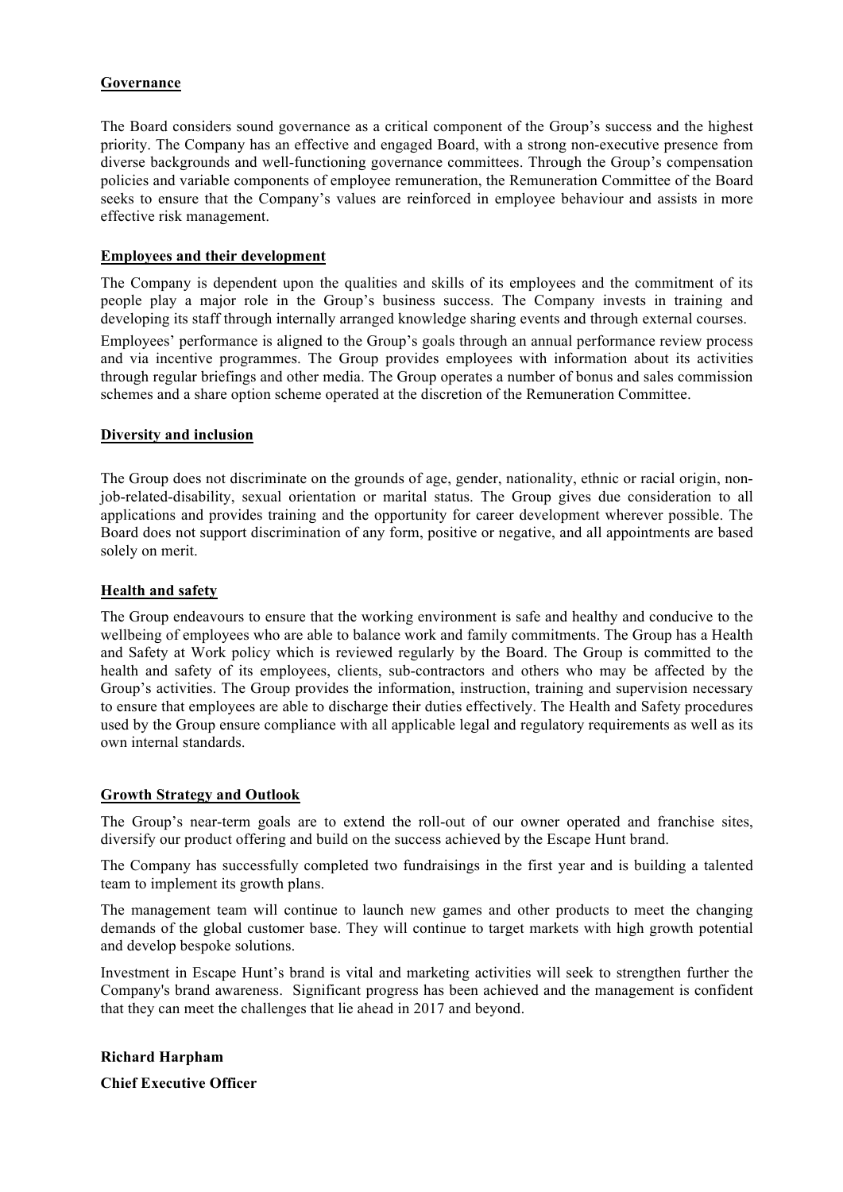## Governance

The Board considers sound governance as a critical component of the Group's success and the highest priority. The Company has an effective and engaged Board, with a strong non-executive presence from diverse backgrounds and well-functioning governance committees. Through the Group's compensation policies and variable components of employee remuneration, the Remuneration Committee of the Board seeks to ensure that the Company's values are reinforced in employee behaviour and assists in more effective risk management.

## Employees and their development

The Company is dependent upon the qualities and skills of its employees and the commitment of its people play a major role in the Group's business success. The Company invests in training and developing its staff through internally arranged knowledge sharing events and through external courses.

Employees' performance is aligned to the Group's goals through an annual performance review process and via incentive programmes. The Group provides employees with information about its activities through regular briefings and other media. The Group operates a number of bonus and sales commission schemes and a share option scheme operated at the discretion of the Remuneration Committee.

## Diversity and inclusion

The Group does not discriminate on the grounds of age, gender, nationality, ethnic or racial origin, non-job-related-disability, sexual orientation or marital status. The Group gives due consideration to all applications and provides training and the opportunity for career development wherever possible. The Board does not support discrimination of any form, positive or negative, and all appointments are based solely on merit.

## Health and safety

The Group endeavours to ensure that the working environment is safe and healthy and conducive to the wellbeing of employees who are able to balance work and family commitments. The Group has a Health and Safety at Work policy which is reviewed regularly by the Board. The Group is committed to the health and safety of its employees, clients, sub-contractors and others who may be affected by the Group's activities. The Group provides the information, instruction, training and supervision necessary to ensure that employees are able to discharge their duties effectively. The Health and Safety procedures used by the Group ensure compliance with all applicable legal and regulatory requirements as well as its own internal standards.

## Growth Strategy and Outlook

The Group's near-term goals are to extend the roll-out of our owner operated and franchise sites, diversify our product offering and build on the success achieved by the Escape Hunt brand.

The Company has successfully completed two fundraisings in the first year and is building a talented team to implement its growth plans.

The management team will continue to launch new games and other products to meet the changing demands of the global customer base. They will continue to target markets with high growth potential and develop bespoke solutions.

Investment in Escape Hunt's brand is vital and marketing activities will seek to strengthen further the Company's brand awareness. Significant progress has been achieved and the management is confident that they can meet the challenges that lie ahead in 2017 and beyond.

**Richard Harpham**

**Chief Executive Officer**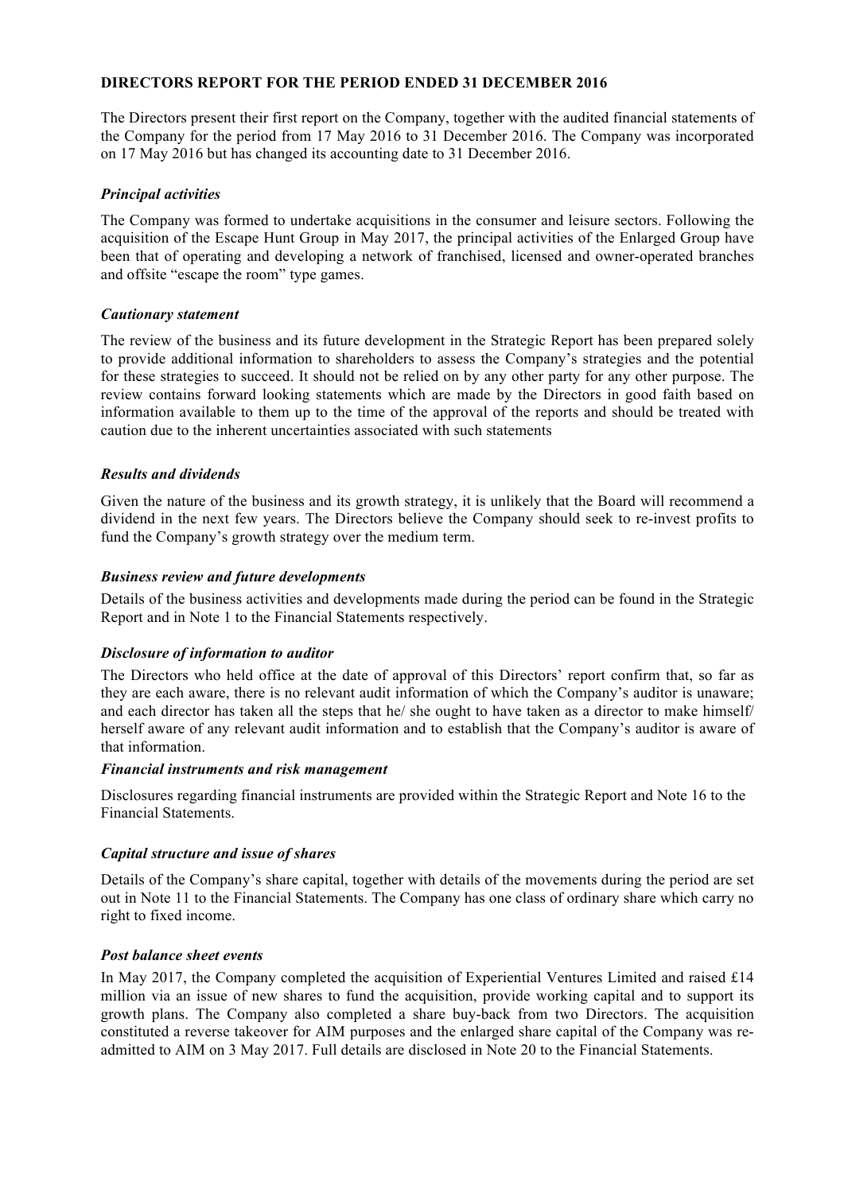# DIRECTORS REPORT FOR THE PERIOD ENDED 31 DECEMBER 2016

The Directors present their first report on the Company, together with the audited financial statements of the Company for the period from 17 May 2016 to 31 December 2016. The Company was incorporated on 17 May 2016 but has changed its accounting date to 31 December 2016.

### *Principal activities*

The Company was formed to undertake acquisitions in the consumer and leisure sectors. Following the acquisition of the Escape Hunt Group in May 2017, the principal activities of the Enlarged Group have been that of operating and developing a network of franchised, licensed and owner-operated branches and offsite "escape the room" type games.

### *Cautionary statement*

The review of the business and its future development in the Strategic Report has been prepared solely to provide additional information to shareholders to assess the Company's strategies and the potential for these strategies to succeed. It should not be relied on by any other party for any other purpose. The review contains forward looking statements which are made by the Directors in good faith based on information available to them up to the time of the approval of the reports and should be treated with caution due to the inherent uncertainties associated with such statements

### *Results and dividends*

Given the nature of the business and its growth strategy, it is unlikely that the Board will recommend a dividend in the next few years. The Directors believe the Company should seek to re-invest profits to fund the Company's growth strategy over the medium term.

### *Business review and future developments*

Details of the business activities and developments made during the period can be found in the Strategic Report and in Note 1 to the Financial Statements respectively.

### *Disclosure of information to auditor*

The Directors who held office at the date of approval of this Directors' report confirm that, so far as they are each aware, there is no relevant audit information of which the Company's auditor is unaware; and each director has taken all the steps that he/ she ought to have taken as a director to make himself/ herself aware of any relevant audit information and to establish that the Company's auditor is aware of that information.

### *Financial instruments and risk management*

Disclosures regarding financial instruments are provided within the Strategic Report and Note 16 to the Financial Statements.

### *Capital structure and issue of shares*

Details of the Company's share capital, together with details of the movements during the period are set out in Note 11 to the Financial Statements. The Company has one class of ordinary share which carry no right to fixed income.

### *Post balance sheet events*

In May 2017, the Company completed the acquisition of Experiential Ventures Limited and raised £14 million via an issue of new shares to fund the acquisition, provide working capital and to support its growth plans. The Company also completed a share buy-back from two Directors. The acquisition constituted a reverse takeover for AIM purposes and the enlarged share capital of the Company was re-admitted to AIM on 3 May 2017. Full details are disclosed in Note 20 to the Financial Statements.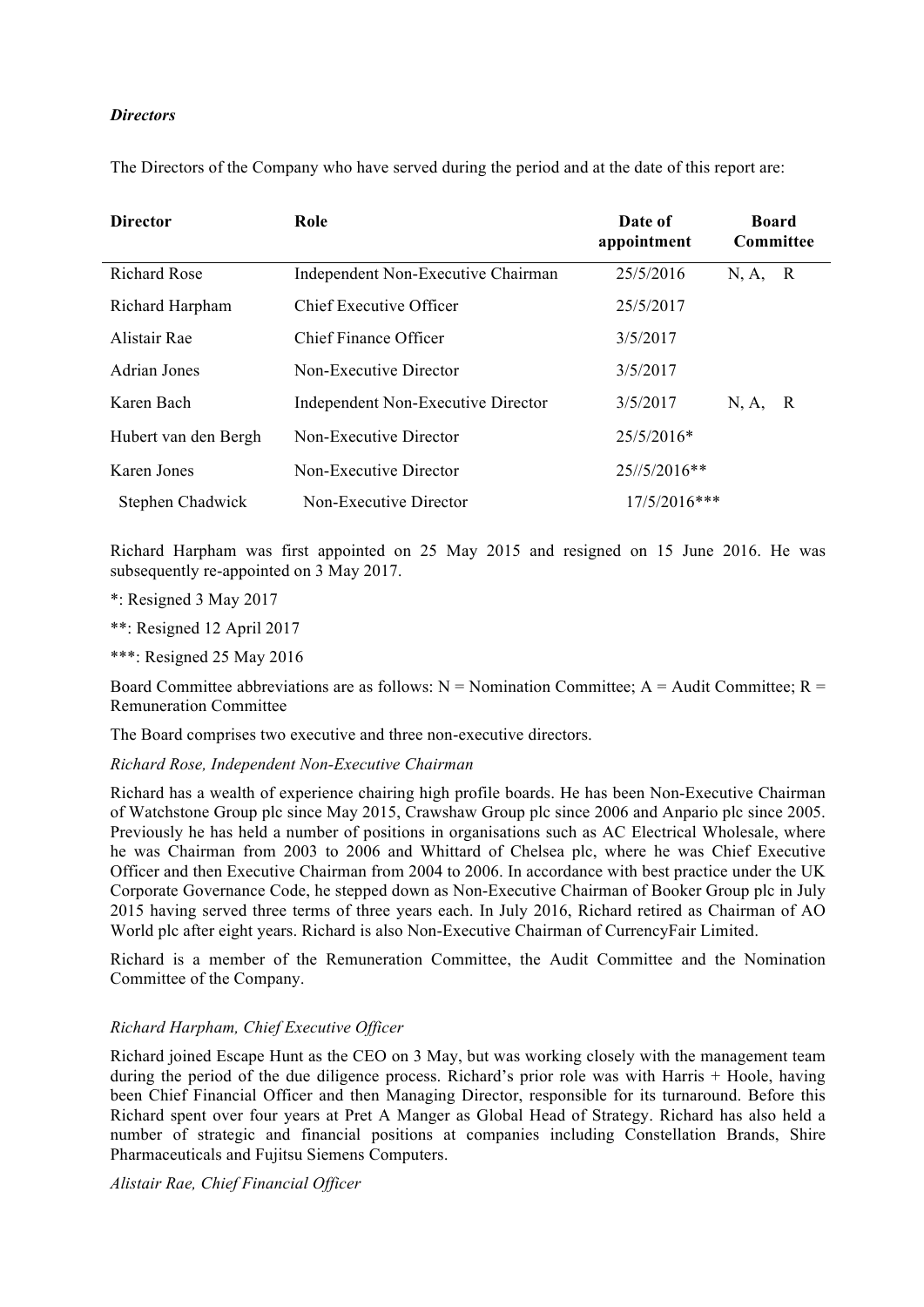***Directors***

The Directors of the Company who have served during the period and at the date of this report are:

| **Director** | **Role** | **Date of appointment** | **Board Committee** |
|---|---|---|---|
| Richard Rose | Independent Non-Executive Chairman | 25/5/2016 | N, A, R |
| Richard Harpham | Chief Executive Officer | 25/5/2017 | |
| Alistair Rae | Chief Finance Officer | 3/5/2017 | |
| Adrian Jones | Non-Executive Director | 3/5/2017 | |
| Karen Bach | Independent Non-Executive Director | 3/5/2017 | N, A, R |
| Hubert van den Bergh | Non-Executive Director | 25/5/2016* | |
| Karen Jones | Non-Executive Director | 25//5/2016** | |
| Stephen Chadwick | Non-Executive Director | 17/5/2016*** | |

Richard Harpham was first appointed on 25 May 2015 and resigned on 15 June 2016. He was subsequently re-appointed on 3 May 2017.

*: Resigned 3 May 2017

**: Resigned 12 April 2017

***: Resigned 25 May 2016

Board Committee abbreviations are as follows: N = Nomination Committee; A = Audit Committee; R = Remuneration Committee

The Board comprises two executive and three non-executive directors.

*Richard Rose, Independent Non-Executive Chairman*

Richard has a wealth of experience chairing high profile boards. He has been Non-Executive Chairman of Watchstone Group plc since May 2015, Crawshaw Group plc since 2006 and Anpario plc since 2005. Previously he has held a number of positions in organisations such as AC Electrical Wholesale, where he was Chairman from 2003 to 2006 and Whittard of Chelsea plc, where he was Chief Executive Officer and then Executive Chairman from 2004 to 2006. In accordance with best practice under the UK Corporate Governance Code, he stepped down as Non-Executive Chairman of Booker Group plc in July 2015 having served three terms of three years each. In July 2016, Richard retired as Chairman of AO World plc after eight years. Richard is also Non-Executive Chairman of CurrencyFair Limited.

Richard is a member of the Remuneration Committee, the Audit Committee and the Nomination Committee of the Company.

*Richard Harpham, Chief Executive Officer*

Richard joined Escape Hunt as the CEO on 3 May, but was working closely with the management team during the period of the due diligence process. Richard's prior role was with Harris + Hoole, having been Chief Financial Officer and then Managing Director, responsible for its turnaround. Before this Richard spent over four years at Pret A Manger as Global Head of Strategy. Richard has also held a number of strategic and financial positions at companies including Constellation Brands, Shire Pharmaceuticals and Fujitsu Siemens Computers.

*Alistair Rae, Chief Financial Officer*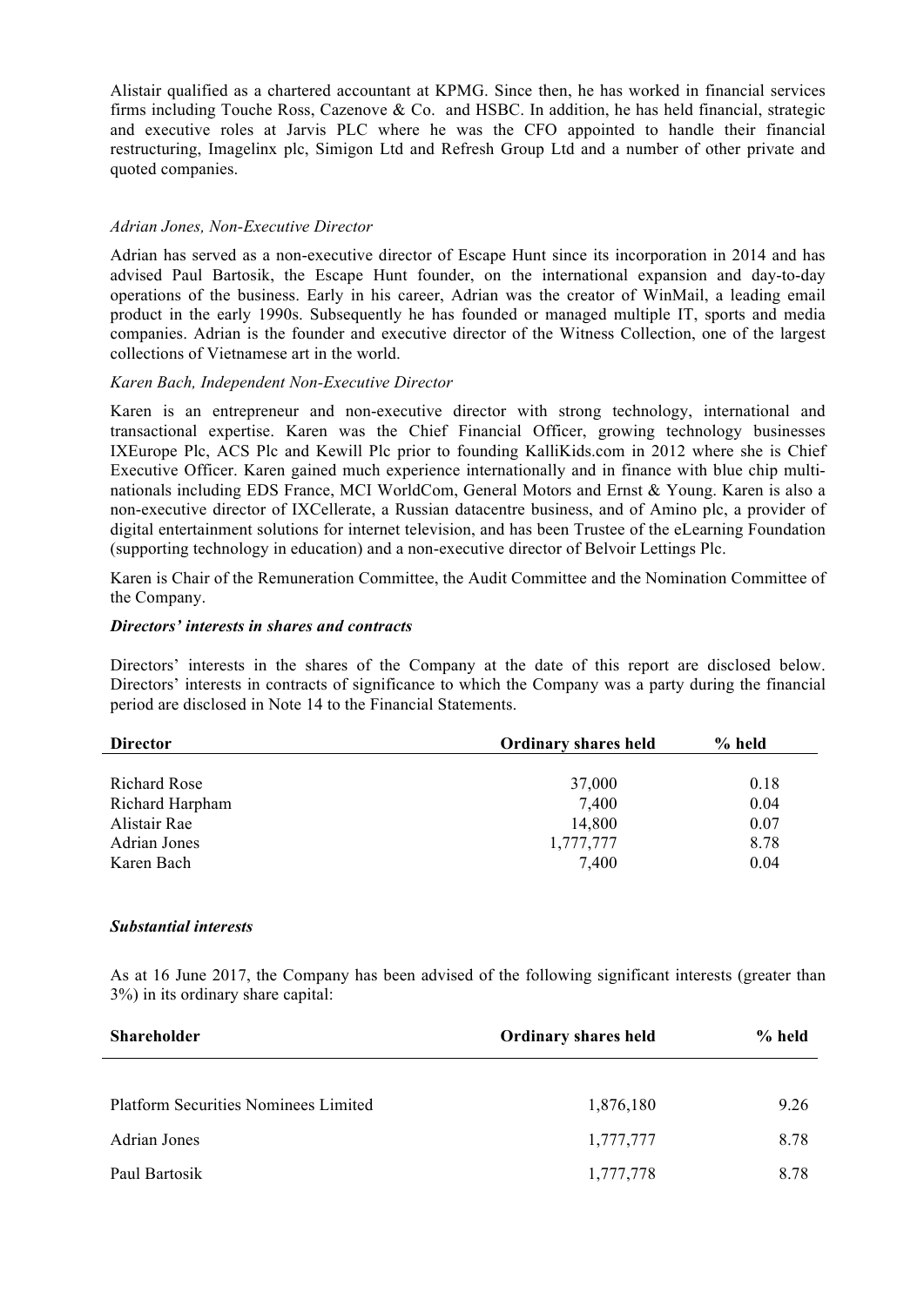Alistair qualified as a chartered accountant at KPMG. Since then, he has worked in financial services firms including Touche Ross, Cazenove & Co. and HSBC. In addition, he has held financial, strategic and executive roles at Jarvis PLC where he was the CFO appointed to handle their financial restructuring, Imagelinx plc, Simigon Ltd and Refresh Group Ltd and a number of other private and quoted companies.

*Adrian Jones, Non-Executive Director*

Adrian has served as a non-executive director of Escape Hunt since its incorporation in 2014 and has advised Paul Bartosik, the Escape Hunt founder, on the international expansion and day-to-day operations of the business. Early in his career, Adrian was the creator of WinMail, a leading email product in the early 1990s. Subsequently he has founded or managed multiple IT, sports and media companies. Adrian is the founder and executive director of the Witness Collection, one of the largest collections of Vietnamese art in the world.

*Karen Bach, Independent Non-Executive Director*

Karen is an entrepreneur and non-executive director with strong technology, international and transactional expertise. Karen was the Chief Financial Officer, growing technology businesses IXEurope Plc, ACS Plc and Kewill Plc prior to founding KalliKids.com in 2012 where she is Chief Executive Officer. Karen gained much experience internationally and in finance with blue chip multi-nationals including EDS France, MCI WorldCom, General Motors and Ernst & Young. Karen is also a non-executive director of IXCellerate, a Russian datacentre business, and of Amino plc, a provider of digital entertainment solutions for internet television, and has been Trustee of the eLearning Foundation (supporting technology in education) and a non-executive director of Belvoir Lettings Plc.

Karen is Chair of the Remuneration Committee, the Audit Committee and the Nomination Committee of the Company.

***Directors' interests in shares and contracts***

Directors' interests in the shares of the Company at the date of this report are disclosed below. Directors' interests in contracts of significance to which the Company was a party during the financial period are disclosed in Note 14 to the Financial Statements.

| Director | Ordinary shares held | % held |
|---|---|---|
| Richard Rose | 37,000 | 0.18 |
| Richard Harpham | 7,400 | 0.04 |
| Alistair Rae | 14,800 | 0.07 |
| Adrian Jones | 1,777,777 | 8.78 |
| Karen Bach | 7,400 | 0.04 |

***Substantial interests***

As at 16 June 2017, the Company has been advised of the following significant interests (greater than 3%) in its ordinary share capital:

| Shareholder | Ordinary shares held | % held |
|---|---|---|
| Platform Securities Nominees Limited | 1,876,180 | 9.26 |
| Adrian Jones | 1,777,777 | 8.78 |
| Paul Bartosik | 1,777,778 | 8.78 |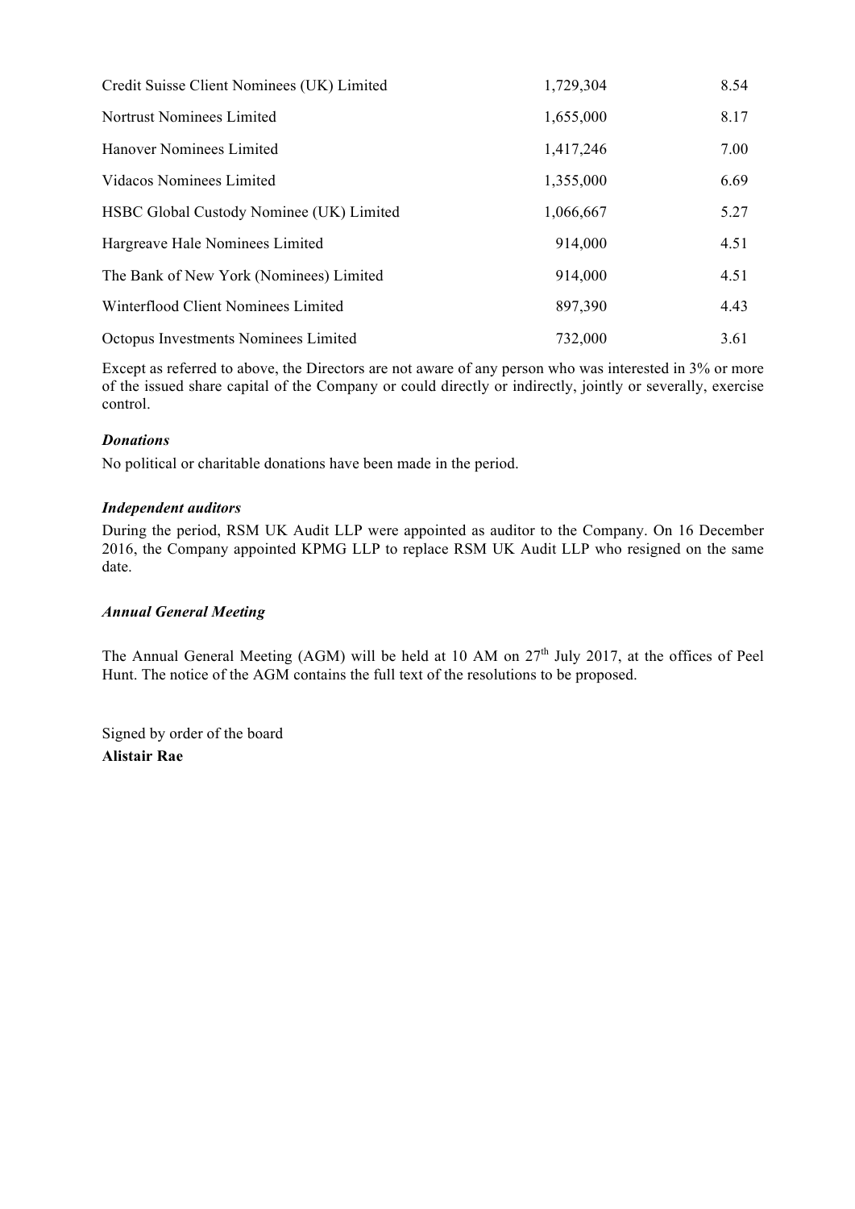| | | |
|---|---|---|
| Credit Suisse Client Nominees (UK) Limited | 1,729,304 | 8.54 |
| Nortrust Nominees Limited | 1,655,000 | 8.17 |
| Hanover Nominees Limited | 1,417,246 | 7.00 |
| Vidacos Nominees Limited | 1,355,000 | 6.69 |
| HSBC Global Custody Nominee (UK) Limited | 1,066,667 | 5.27 |
| Hargreave Hale Nominees Limited | 914,000 | 4.51 |
| The Bank of New York (Nominees) Limited | 914,000 | 4.51 |
| Winterflood Client Nominees Limited | 897,390 | 4.43 |
| Octopus Investments Nominees Limited | 732,000 | 3.61 |

Except as referred to above, the Directors are not aware of any person who was interested in 3% or more of the issued share capital of the Company or could directly or indirectly, jointly or severally, exercise control.

***Donations***

No political or charitable donations have been made in the period.

***Independent auditors***

During the period, RSM UK Audit LLP were appointed as auditor to the Company. On 16 December 2016, the Company appointed KPMG LLP to replace RSM UK Audit LLP who resigned on the same date.

***Annual General Meeting***

The Annual General Meeting (AGM) will be held at 10 AM on 27th July 2017, at the offices of Peel Hunt. The notice of the AGM contains the full text of the resolutions to be proposed.

Signed by order of the board

**Alistair Rae**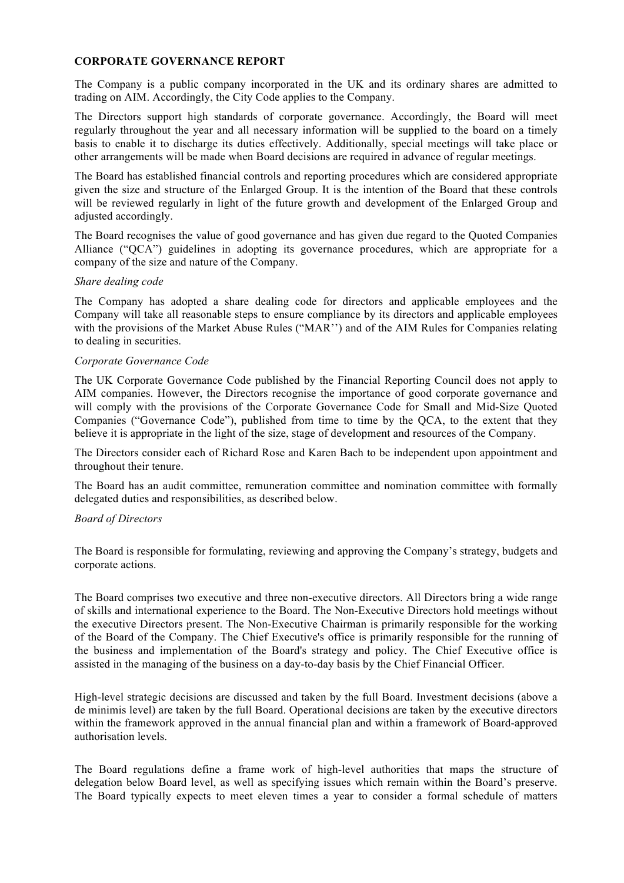**CORPORATE GOVERNANCE REPORT**

The Company is a public company incorporated in the UK and its ordinary shares are admitted to trading on AIM. Accordingly, the City Code applies to the Company.

The Directors support high standards of corporate governance. Accordingly, the Board will meet regularly throughout the year and all necessary information will be supplied to the board on a timely basis to enable it to discharge its duties effectively. Additionally, special meetings will take place or other arrangements will be made when Board decisions are required in advance of regular meetings.

The Board has established financial controls and reporting procedures which are considered appropriate given the size and structure of the Enlarged Group. It is the intention of the Board that these controls will be reviewed regularly in light of the future growth and development of the Enlarged Group and adjusted accordingly.

The Board recognises the value of good governance and has given due regard to the Quoted Companies Alliance ("QCA") guidelines in adopting its governance procedures, which are appropriate for a company of the size and nature of the Company.

*Share dealing code*

The Company has adopted a share dealing code for directors and applicable employees and the Company will take all reasonable steps to ensure compliance by its directors and applicable employees with the provisions of the Market Abuse Rules ("MAR'') and of the AIM Rules for Companies relating to dealing in securities.

*Corporate Governance Code*

The UK Corporate Governance Code published by the Financial Reporting Council does not apply to AIM companies. However, the Directors recognise the importance of good corporate governance and will comply with the provisions of the Corporate Governance Code for Small and Mid-Size Quoted Companies ("Governance Code"), published from time to time by the QCA, to the extent that they believe it is appropriate in the light of the size, stage of development and resources of the Company.

The Directors consider each of Richard Rose and Karen Bach to be independent upon appointment and throughout their tenure.

The Board has an audit committee, remuneration committee and nomination committee with formally delegated duties and responsibilities, as described below.

*Board of Directors*

The Board is responsible for formulating, reviewing and approving the Company's strategy, budgets and corporate actions.

The Board comprises two executive and three non-executive directors. All Directors bring a wide range of skills and international experience to the Board. The Non-Executive Directors hold meetings without the executive Directors present. The Non-Executive Chairman is primarily responsible for the working of the Board of the Company. The Chief Executive's office is primarily responsible for the running of the business and implementation of the Board's strategy and policy. The Chief Executive office is assisted in the managing of the business on a day-to-day basis by the Chief Financial Officer.

High-level strategic decisions are discussed and taken by the full Board. Investment decisions (above a de minimis level) are taken by the full Board. Operational decisions are taken by the executive directors within the framework approved in the annual financial plan and within a framework of Board-approved authorisation levels.

The Board regulations define a frame work of high-level authorities that maps the structure of delegation below Board level, as well as specifying issues which remain within the Board's preserve. The Board typically expects to meet eleven times a year to consider a formal schedule of matters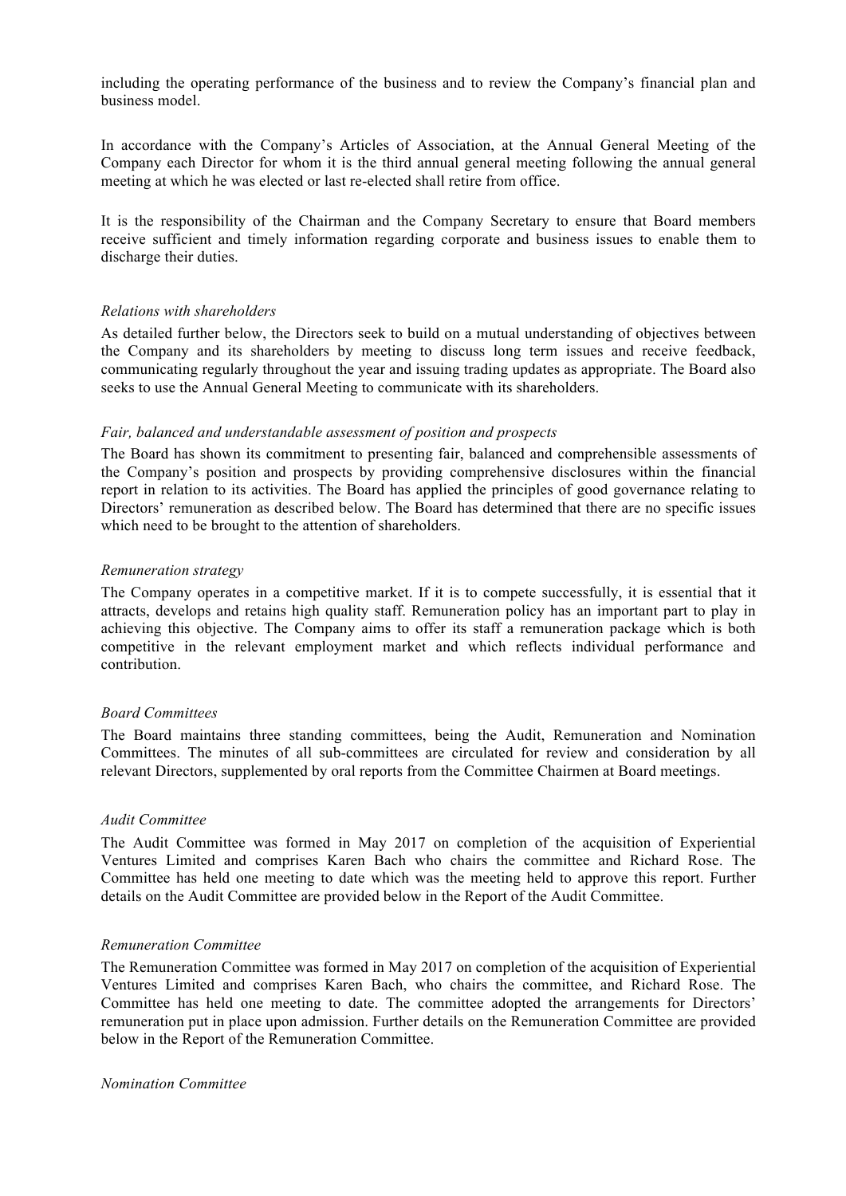including the operating performance of the business and to review the Company's financial plan and business model.

In accordance with the Company's Articles of Association, at the Annual General Meeting of the Company each Director for whom it is the third annual general meeting following the annual general meeting at which he was elected or last re-elected shall retire from office.

It is the responsibility of the Chairman and the Company Secretary to ensure that Board members receive sufficient and timely information regarding corporate and business issues to enable them to discharge their duties.

*Relations with shareholders*

As detailed further below, the Directors seek to build on a mutual understanding of objectives between the Company and its shareholders by meeting to discuss long term issues and receive feedback, communicating regularly throughout the year and issuing trading updates as appropriate. The Board also seeks to use the Annual General Meeting to communicate with its shareholders.

*Fair, balanced and understandable assessment of position and prospects*

The Board has shown its commitment to presenting fair, balanced and comprehensible assessments of the Company's position and prospects by providing comprehensive disclosures within the financial report in relation to its activities. The Board has applied the principles of good governance relating to Directors' remuneration as described below. The Board has determined that there are no specific issues which need to be brought to the attention of shareholders.

*Remuneration strategy*

The Company operates in a competitive market. If it is to compete successfully, it is essential that it attracts, develops and retains high quality staff. Remuneration policy has an important part to play in achieving this objective. The Company aims to offer its staff a remuneration package which is both competitive in the relevant employment market and which reflects individual performance and contribution.

*Board Committees*

The Board maintains three standing committees, being the Audit, Remuneration and Nomination Committees. The minutes of all sub-committees are circulated for review and consideration by all relevant Directors, supplemented by oral reports from the Committee Chairmen at Board meetings.

*Audit Committee*

The Audit Committee was formed in May 2017 on completion of the acquisition of Experiential Ventures Limited and comprises Karen Bach who chairs the committee and Richard Rose. The Committee has held one meeting to date which was the meeting held to approve this report. Further details on the Audit Committee are provided below in the Report of the Audit Committee.

*Remuneration Committee*

The Remuneration Committee was formed in May 2017 on completion of the acquisition of Experiential Ventures Limited and comprises Karen Bach, who chairs the committee, and Richard Rose. The Committee has held one meeting to date. The committee adopted the arrangements for Directors' remuneration put in place upon admission. Further details on the Remuneration Committee are provided below in the Report of the Remuneration Committee.

*Nomination Committee*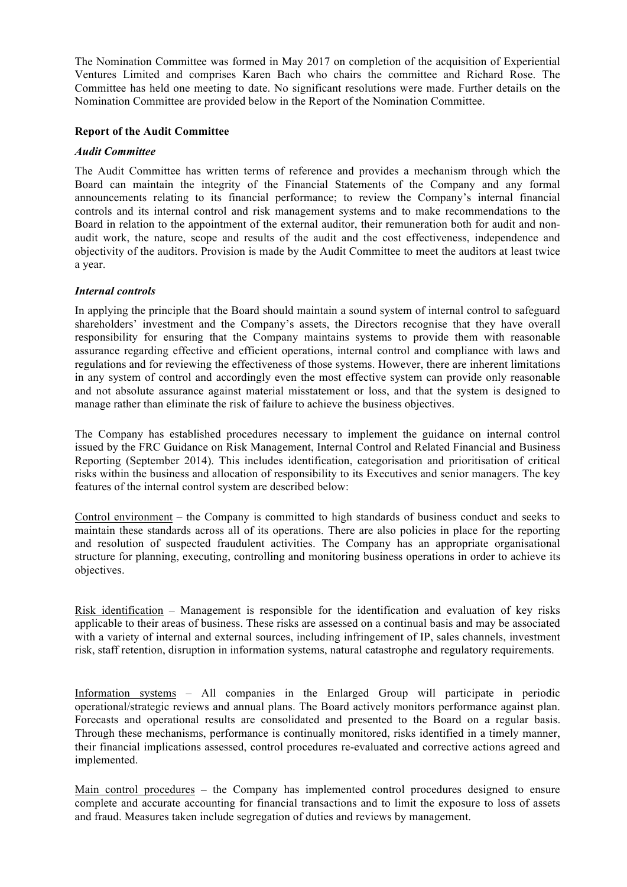The Nomination Committee was formed in May 2017 on completion of the acquisition of Experiential Ventures Limited and comprises Karen Bach who chairs the committee and Richard Rose. The Committee has held one meeting to date. No significant resolutions were made. Further details on the Nomination Committee are provided below in the Report of the Nomination Committee.

**Report of the Audit Committee**

***Audit Committee***

The Audit Committee has written terms of reference and provides a mechanism through which the Board can maintain the integrity of the Financial Statements of the Company and any formal announcements relating to its financial performance; to review the Company's internal financial controls and its internal control and risk management systems and to make recommendations to the Board in relation to the appointment of the external auditor, their remuneration both for audit and non-audit work, the nature, scope and results of the audit and the cost effectiveness, independence and objectivity of the auditors. Provision is made by the Audit Committee to meet the auditors at least twice a year.

***Internal controls***

In applying the principle that the Board should maintain a sound system of internal control to safeguard shareholders' investment and the Company's assets, the Directors recognise that they have overall responsibility for ensuring that the Company maintains systems to provide them with reasonable assurance regarding effective and efficient operations, internal control and compliance with laws and regulations and for reviewing the effectiveness of those systems. However, there are inherent limitations in any system of control and accordingly even the most effective system can provide only reasonable and not absolute assurance against material misstatement or loss, and that the system is designed to manage rather than eliminate the risk of failure to achieve the business objectives.

The Company has established procedures necessary to implement the guidance on internal control issued by the FRC Guidance on Risk Management, Internal Control and Related Financial and Business Reporting (September 2014). This includes identification, categorisation and prioritisation of critical risks within the business and allocation of responsibility to its Executives and senior managers. The key features of the internal control system are described below:

Control environment – the Company is committed to high standards of business conduct and seeks to maintain these standards across all of its operations. There are also policies in place for the reporting and resolution of suspected fraudulent activities. The Company has an appropriate organisational structure for planning, executing, controlling and monitoring business operations in order to achieve its objectives.

Risk identification – Management is responsible for the identification and evaluation of key risks applicable to their areas of business. These risks are assessed on a continual basis and may be associated with a variety of internal and external sources, including infringement of IP, sales channels, investment risk, staff retention, disruption in information systems, natural catastrophe and regulatory requirements.

Information systems – All companies in the Enlarged Group will participate in periodic operational/strategic reviews and annual plans. The Board actively monitors performance against plan. Forecasts and operational results are consolidated and presented to the Board on a regular basis. Through these mechanisms, performance is continually monitored, risks identified in a timely manner, their financial implications assessed, control procedures re-evaluated and corrective actions agreed and implemented.

Main control procedures – the Company has implemented control procedures designed to ensure complete and accurate accounting for financial transactions and to limit the exposure to loss of assets and fraud. Measures taken include segregation of duties and reviews by management.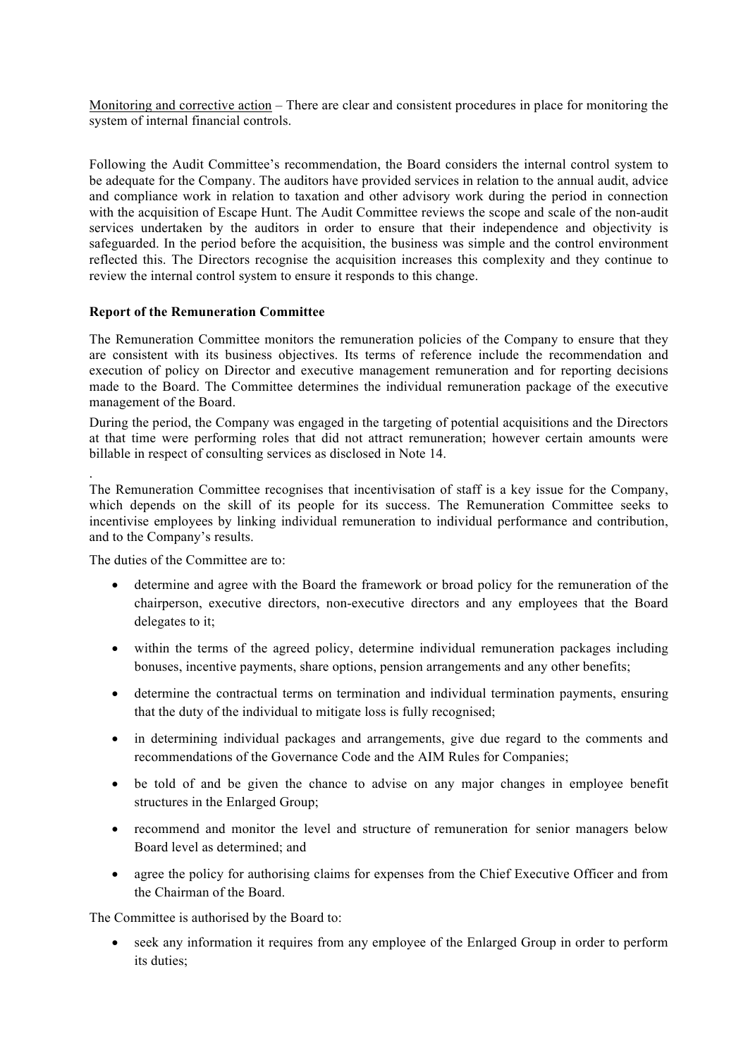Monitoring and corrective action – There are clear and consistent procedures in place for monitoring the system of internal financial controls.

Following the Audit Committee's recommendation, the Board considers the internal control system to be adequate for the Company. The auditors have provided services in relation to the annual audit, advice and compliance work in relation to taxation and other advisory work during the period in connection with the acquisition of Escape Hunt. The Audit Committee reviews the scope and scale of the non-audit services undertaken by the auditors in order to ensure that their independence and objectivity is safeguarded. In the period before the acquisition, the business was simple and the control environment reflected this. The Directors recognise the acquisition increases this complexity and they continue to review the internal control system to ensure it responds to this change.

**Report of the Remuneration Committee**

The Remuneration Committee monitors the remuneration policies of the Company to ensure that they are consistent with its business objectives. Its terms of reference include the recommendation and execution of policy on Director and executive management remuneration and for reporting decisions made to the Board. The Committee determines the individual remuneration package of the executive management of the Board.

During the period, the Company was engaged in the targeting of potential acquisitions and the Directors at that time were performing roles that did not attract remuneration; however certain amounts were billable in respect of consulting services as disclosed in Note 14.

.

The Remuneration Committee recognises that incentivisation of staff is a key issue for the Company, which depends on the skill of its people for its success. The Remuneration Committee seeks to incentivise employees by linking individual remuneration to individual performance and contribution, and to the Company's results.

The duties of the Committee are to:

- determine and agree with the Board the framework or broad policy for the remuneration of the chairperson, executive directors, non-executive directors and any employees that the Board delegates to it;
- within the terms of the agreed policy, determine individual remuneration packages including bonuses, incentive payments, share options, pension arrangements and any other benefits;
- determine the contractual terms on termination and individual termination payments, ensuring that the duty of the individual to mitigate loss is fully recognised;
- in determining individual packages and arrangements, give due regard to the comments and recommendations of the Governance Code and the AIM Rules for Companies;
- be told of and be given the chance to advise on any major changes in employee benefit structures in the Enlarged Group;
- recommend and monitor the level and structure of remuneration for senior managers below Board level as determined; and
- agree the policy for authorising claims for expenses from the Chief Executive Officer and from the Chairman of the Board.

The Committee is authorised by the Board to:

- seek any information it requires from any employee of the Enlarged Group in order to perform its duties;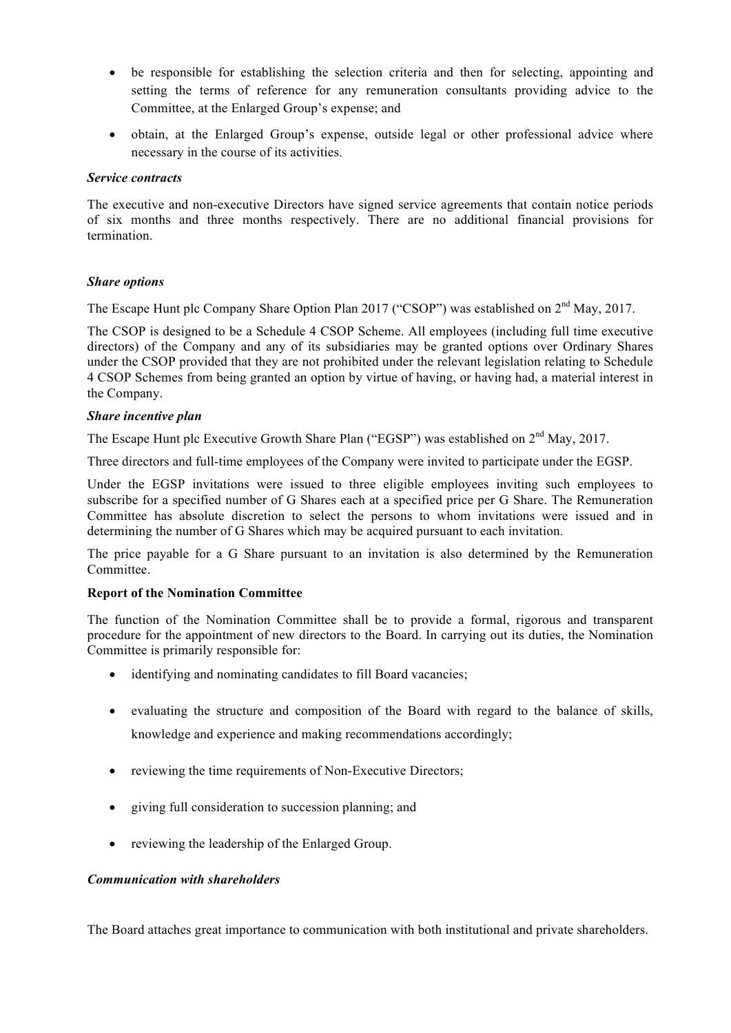- be responsible for establishing the selection criteria and then for selecting, appointing and setting the terms of reference for any remuneration consultants providing advice to the Committee, at the Enlarged Group's expense; and
- obtain, at the Enlarged Group's expense, outside legal or other professional advice where necessary in the course of its activities.

***Service contracts***

The executive and non-executive Directors have signed service agreements that contain notice periods of six months and three months respectively. There are no additional financial provisions for termination.

***Share options***

The Escape Hunt plc Company Share Option Plan 2017 ("CSOP") was established on 2nd May, 2017.

The CSOP is designed to be a Schedule 4 CSOP Scheme. All employees (including full time executive directors) of the Company and any of its subsidiaries may be granted options over Ordinary Shares under the CSOP provided that they are not prohibited under the relevant legislation relating to Schedule 4 CSOP Schemes from being granted an option by virtue of having, or having had, a material interest in the Company.

***Share incentive plan***

The Escape Hunt plc Executive Growth Share Plan ("EGSP") was established on 2nd May, 2017.

Three directors and full-time employees of the Company were invited to participate under the EGSP.

Under the EGSP invitations were issued to three eligible employees inviting such employees to subscribe for a specified number of G Shares each at a specified price per G Share. The Remuneration Committee has absolute discretion to select the persons to whom invitations were issued and in determining the number of G Shares which may be acquired pursuant to each invitation.

The price payable for a G Share pursuant to an invitation is also determined by the Remuneration Committee.

**Report of the Nomination Committee**

The function of the Nomination Committee shall be to provide a formal, rigorous and transparent procedure for the appointment of new directors to the Board. In carrying out its duties, the Nomination Committee is primarily responsible for:

- identifying and nominating candidates to fill Board vacancies;
- evaluating the structure and composition of the Board with regard to the balance of skills, knowledge and experience and making recommendations accordingly;
- reviewing the time requirements of Non-Executive Directors;
- giving full consideration to succession planning; and
- reviewing the leadership of the Enlarged Group.

***Communication with shareholders***

The Board attaches great importance to communication with both institutional and private shareholders.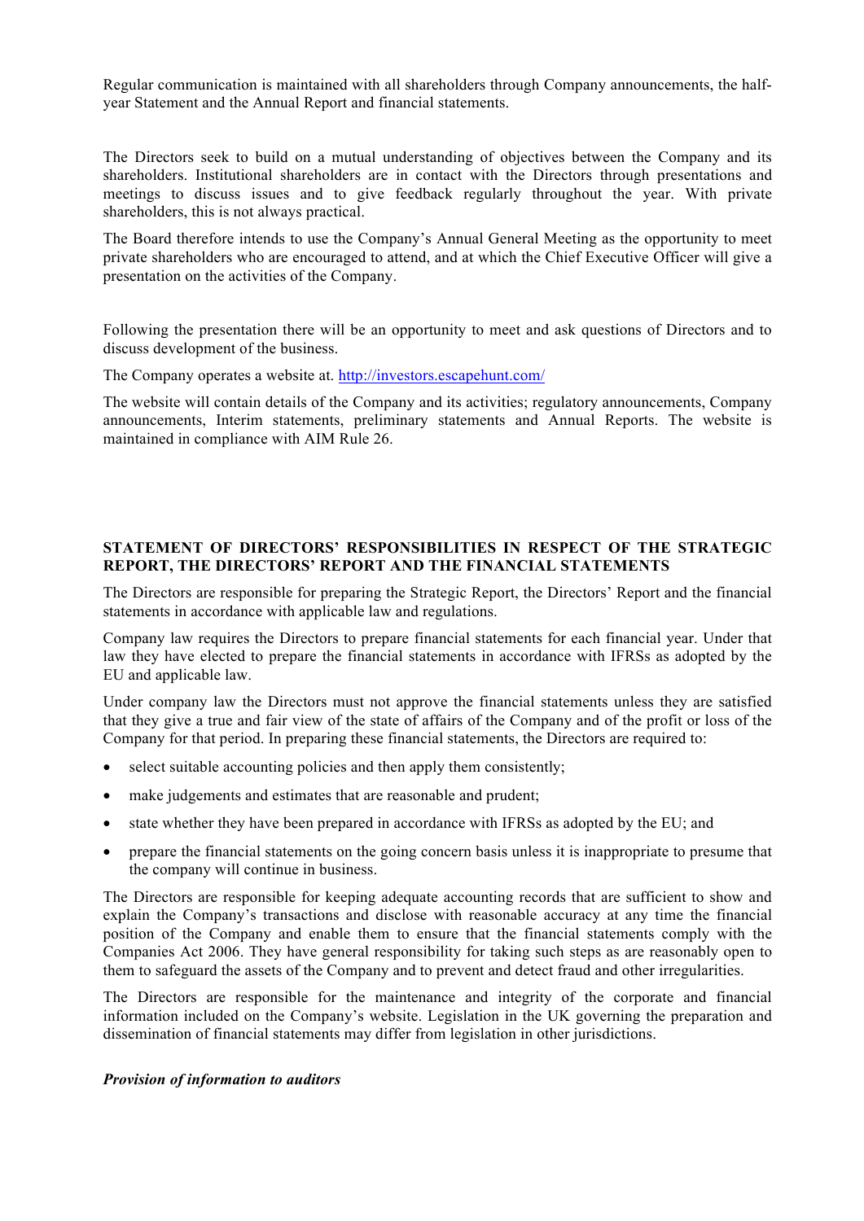Regular communication is maintained with all shareholders through Company announcements, the half-year Statement and the Annual Report and financial statements.

The Directors seek to build on a mutual understanding of objectives between the Company and its shareholders. Institutional shareholders are in contact with the Directors through presentations and meetings to discuss issues and to give feedback regularly throughout the year. With private shareholders, this is not always practical.

The Board therefore intends to use the Company's Annual General Meeting as the opportunity to meet private shareholders who are encouraged to attend, and at which the Chief Executive Officer will give a presentation on the activities of the Company.

Following the presentation there will be an opportunity to meet and ask questions of Directors and to discuss development of the business.

The Company operates a website at. [http://investors.escapehunt.com/](http://investors.escapehunt.com/)

The website will contain details of the Company and its activities; regulatory announcements, Company announcements, Interim statements, preliminary statements and Annual Reports. The website is maintained in compliance with AIM Rule 26.

**STATEMENT OF DIRECTORS' RESPONSIBILITIES IN RESPECT OF THE STRATEGIC REPORT, THE DIRECTORS' REPORT AND THE FINANCIAL STATEMENTS**

The Directors are responsible for preparing the Strategic Report, the Directors' Report and the financial statements in accordance with applicable law and regulations.

Company law requires the Directors to prepare financial statements for each financial year. Under that law they have elected to prepare the financial statements in accordance with IFRSs as adopted by the EU and applicable law.

Under company law the Directors must not approve the financial statements unless they are satisfied that they give a true and fair view of the state of affairs of the Company and of the profit or loss of the Company for that period. In preparing these financial statements, the Directors are required to:

- select suitable accounting policies and then apply them consistently;
- make judgements and estimates that are reasonable and prudent;
- state whether they have been prepared in accordance with IFRSs as adopted by the EU; and
- prepare the financial statements on the going concern basis unless it is inappropriate to presume that the company will continue in business.

The Directors are responsible for keeping adequate accounting records that are sufficient to show and explain the Company's transactions and disclose with reasonable accuracy at any time the financial position of the Company and enable them to ensure that the financial statements comply with the Companies Act 2006. They have general responsibility for taking such steps as are reasonably open to them to safeguard the assets of the Company and to prevent and detect fraud and other irregularities.

The Directors are responsible for the maintenance and integrity of the corporate and financial information included on the Company's website. Legislation in the UK governing the preparation and dissemination of financial statements may differ from legislation in other jurisdictions.

***Provision of information to auditors***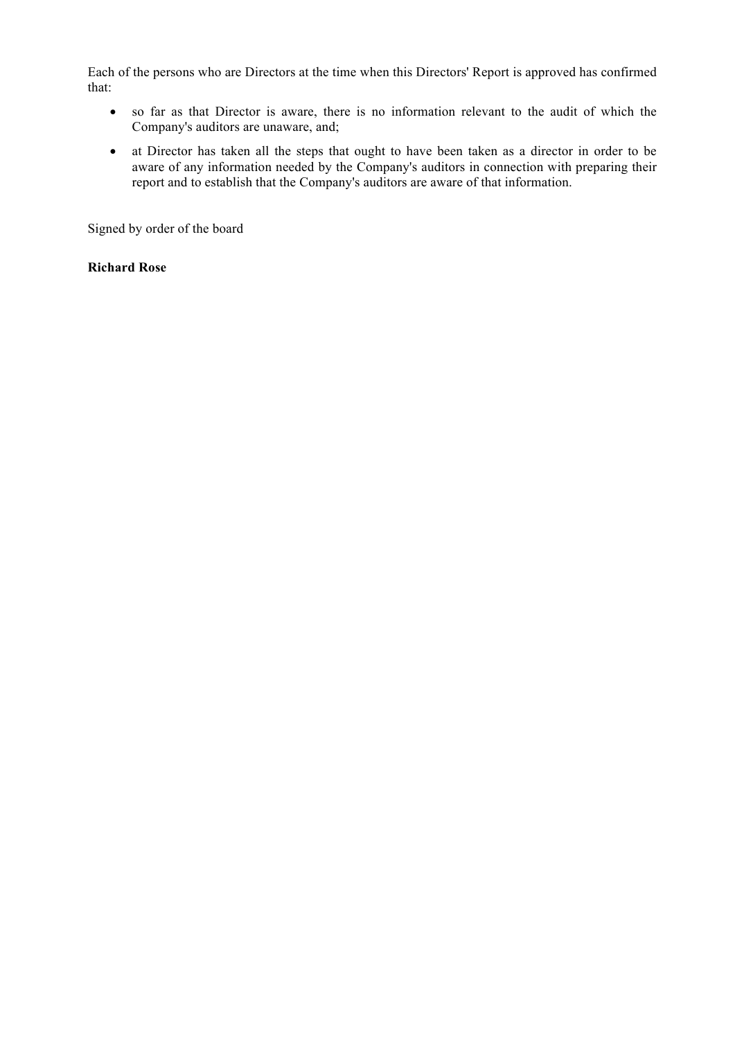Each of the persons who are Directors at the time when this Directors' Report is approved has confirmed that:

- so far as that Director is aware, there is no information relevant to the audit of which the Company's auditors are unaware, and;
- at Director has taken all the steps that ought to have been taken as a director in order to be aware of any information needed by the Company's auditors in connection with preparing their report and to establish that the Company's auditors are aware of that information.

Signed by order of the board

**Richard Rose**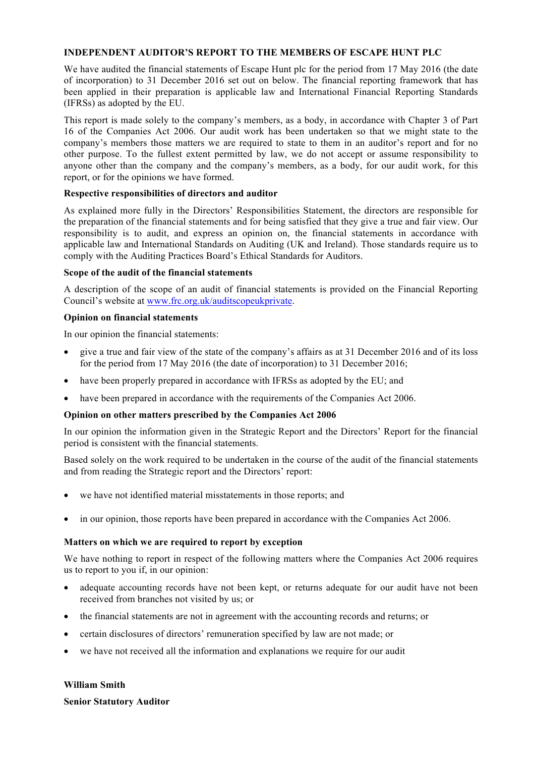## INDEPENDENT AUDITOR'S REPORT TO THE MEMBERS OF ESCAPE HUNT PLC

We have audited the financial statements of Escape Hunt plc for the period from 17 May 2016 (the date of incorporation) to 31 December 2016 set out on below. The financial reporting framework that has been applied in their preparation is applicable law and International Financial Reporting Standards (IFRSs) as adopted by the EU.

This report is made solely to the company's members, as a body, in accordance with Chapter 3 of Part 16 of the Companies Act 2006. Our audit work has been undertaken so that we might state to the company's members those matters we are required to state to them in an auditor's report and for no other purpose. To the fullest extent permitted by law, we do not accept or assume responsibility to anyone other than the company and the company's members, as a body, for our audit work, for this report, or for the opinions we have formed.

### Respective responsibilities of directors and auditor

As explained more fully in the Directors' Responsibilities Statement, the directors are responsible for the preparation of the financial statements and for being satisfied that they give a true and fair view. Our responsibility is to audit, and express an opinion on, the financial statements in accordance with applicable law and International Standards on Auditing (UK and Ireland). Those standards require us to comply with the Auditing Practices Board's Ethical Standards for Auditors.

### Scope of the audit of the financial statements

A description of the scope of an audit of financial statements is provided on the Financial Reporting Council's website at [www.frc.org.uk/auditscopeukprivate](http://www.frc.org.uk/auditscopeukprivate).

### Opinion on financial statements

In our opinion the financial statements:

- give a true and fair view of the state of the company's affairs as at 31 December 2016 and of its loss for the period from 17 May 2016 (the date of incorporation) to 31 December 2016;
- have been properly prepared in accordance with IFRSs as adopted by the EU; and
- have been prepared in accordance with the requirements of the Companies Act 2006.

### Opinion on other matters prescribed by the Companies Act 2006

In our opinion the information given in the Strategic Report and the Directors' Report for the financial period is consistent with the financial statements.

Based solely on the work required to be undertaken in the course of the audit of the financial statements and from reading the Strategic report and the Directors' report:

- we have not identified material misstatements in those reports; and
- in our opinion, those reports have been prepared in accordance with the Companies Act 2006.

### Matters on which we are required to report by exception

We have nothing to report in respect of the following matters where the Companies Act 2006 requires us to report to you if, in our opinion:

- adequate accounting records have not been kept, or returns adequate for our audit have not been received from branches not visited by us; or
- the financial statements are not in agreement with the accounting records and returns; or
- certain disclosures of directors' remuneration specified by law are not made; or
- we have not received all the information and explanations we require for our audit

**William Smith**

**Senior Statutory Auditor**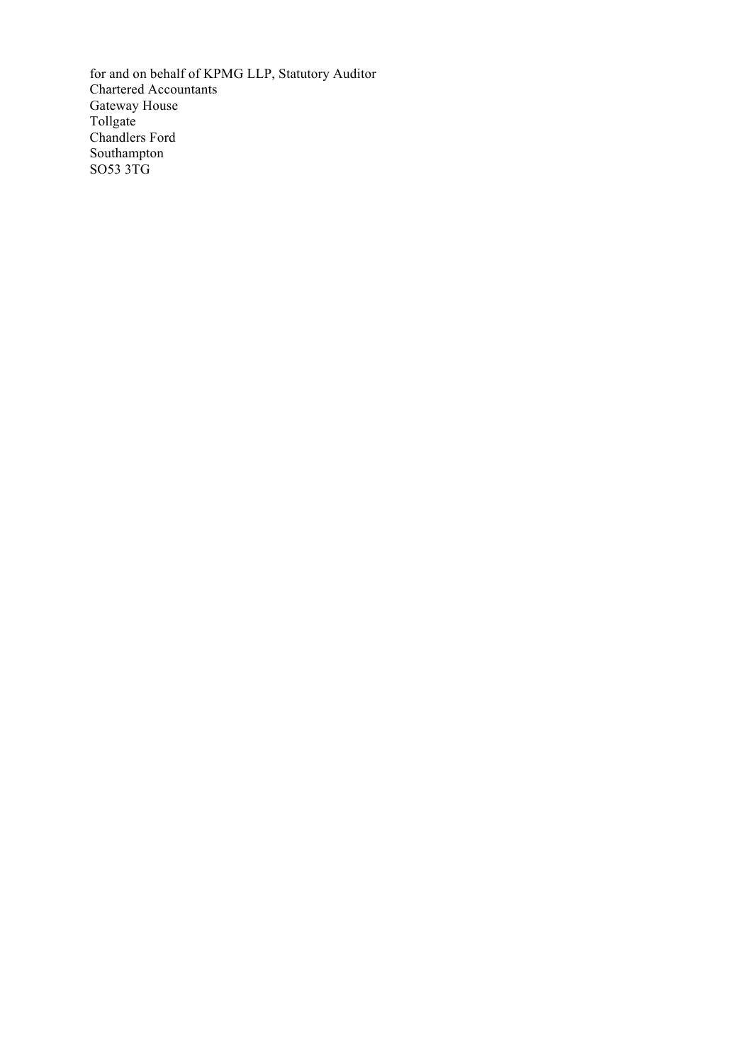for and on behalf of KPMG LLP, Statutory Auditor
Chartered Accountants
Gateway House
Tollgate
Chandlers Ford
Southampton
SO53 3TG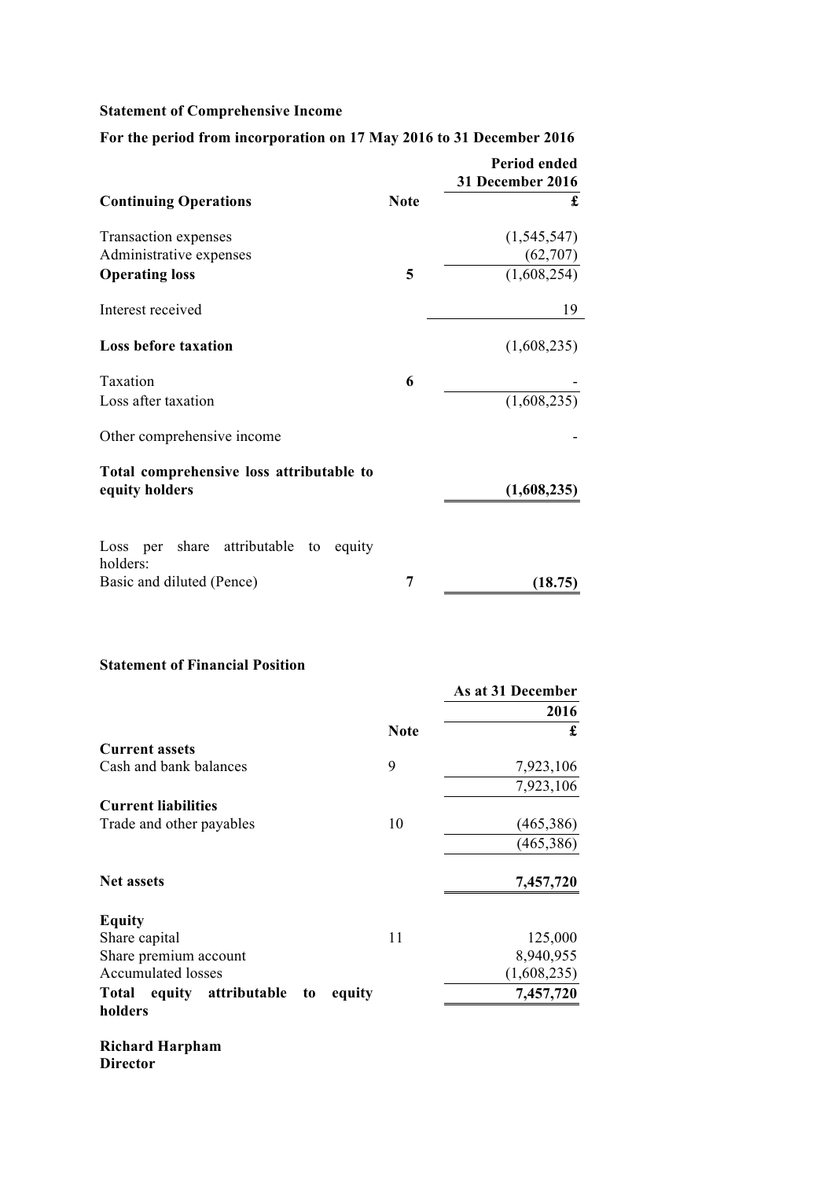**Statement of Comprehensive Income**

**For the period from incorporation on 17 May 2016 to 31 December 2016**

| | | **Period ended 31 December 2016** |
|---|---|---|
| **Continuing Operations** | **Note** | **£** |
| Transaction expenses | | (1,545,547) |
| Administrative expenses | | (62,707) |
| **Operating loss** | **5** | (1,608,254) |
| Interest received | | 19 |
| **Loss before taxation** | | (1,608,235) |
| Taxation | **6** | - |
| Loss after taxation | | (1,608,235) |
| Other comprehensive income | | - |
| **Total comprehensive loss attributable to equity holders** | | **(1,608,235)** |
| Loss per share attributable to equity holders: | | |
| Basic and diluted (Pence) | **7** | **(18.75)** |

**Statement of Financial Position**

| | | **As at 31 December 2016** |
|---|---|---|
| | **Note** | **£** |
| **Current assets** | | |
| Cash and bank balances | 9 | 7,923,106 |
| | | 7,923,106 |
| **Current liabilities** | | |
| Trade and other payables | 10 | (465,386) |
| | | (465,386) |
| **Net assets** | | **7,457,720** |
| **Equity** | | |
| Share capital | 11 | 125,000 |
| Share premium account | | 8,940,955 |
| Accumulated losses | | (1,608,235) |
| **Total equity attributable to equity holders** | | **7,457,720** |

**Richard Harpham**
**Director**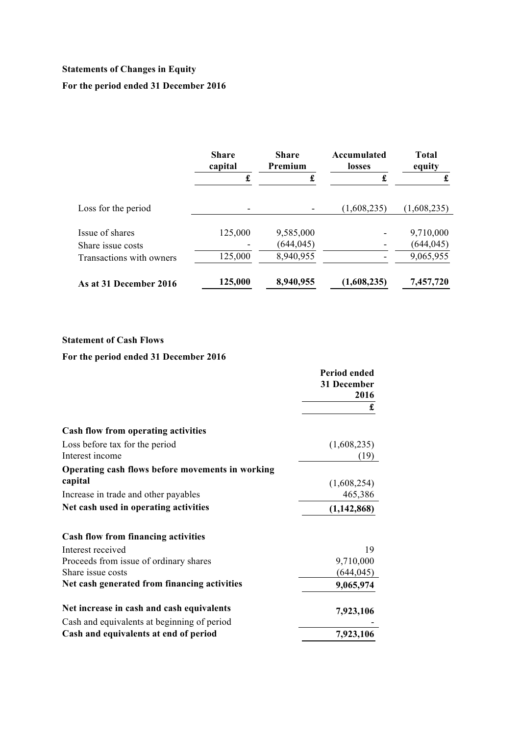**Statements of Changes in Equity**

**For the period ended 31 December 2016**

| | Share capital | Share Premium | Accumulated losses | Total equity |
|---|---|---|---|---|
| | £ | £ | £ | £ |
| Loss for the period | - | - | (1,608,235) | (1,608,235) |
| Issue of shares | 125,000 | 9,585,000 | - | 9,710,000 |
| Share issue costs | - | (644,045) | - | (644,045) |
| Transactions with owners | 125,000 | 8,940,955 | - | 9,065,955 |
| **As at 31 December 2016** | **125,000** | **8,940,955** | **(1,608,235)** | **7,457,720** |

**Statement of Cash Flows**

**For the period ended 31 December 2016**

| | Period ended 31 December 2016 |
|---|---|
| | £ |
| **Cash flow from operating activities** | |
| Loss before tax for the period | (1,608,235) |
| Interest income | (19) |
| **Operating cash flows before movements in working capital** | (1,608,254) |
| Increase in trade and other payables | 465,386 |
| **Net cash used in operating activities** | **(1,142,868)** |
| **Cash flow from financing activities** | |
| Interest received | 19 |
| Proceeds from issue of ordinary shares | 9,710,000 |
| Share issue costs | (644,045) |
| **Net cash generated from financing activities** | **9,065,974** |
| **Net increase in cash and cash equivalents** | **7,923,106** |
| Cash and equivalents at beginning of period | - |
| **Cash and equivalents at end of period** | **7,923,106** |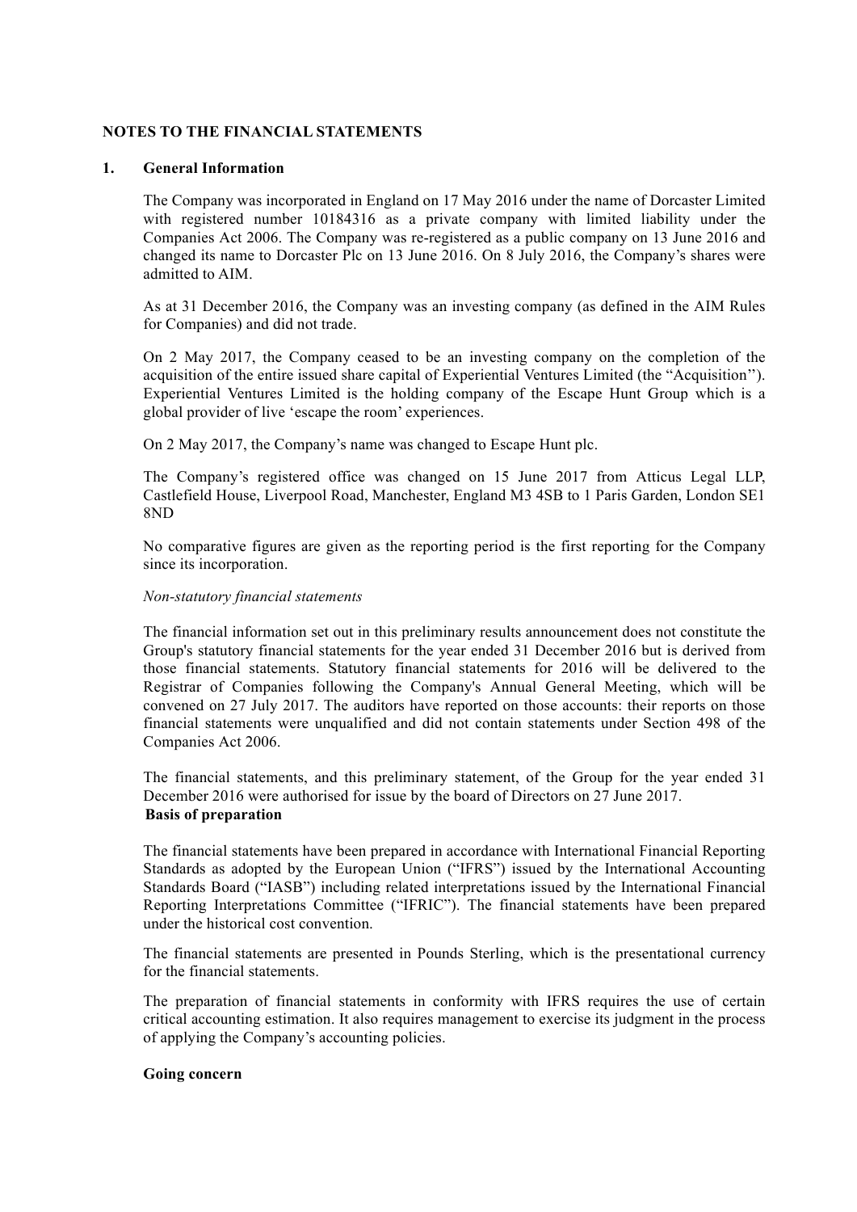## NOTES TO THE FINANCIAL STATEMENTS

### 1. General Information

The Company was incorporated in England on 17 May 2016 under the name of Dorcaster Limited with registered number 10184316 as a private company with limited liability under the Companies Act 2006. The Company was re-registered as a public company on 13 June 2016 and changed its name to Dorcaster Plc on 13 June 2016. On 8 July 2016, the Company's shares were admitted to AIM.

As at 31 December 2016, the Company was an investing company (as defined in the AIM Rules for Companies) and did not trade.

On 2 May 2017, the Company ceased to be an investing company on the completion of the acquisition of the entire issued share capital of Experiential Ventures Limited (the "Acquisition''). Experiential Ventures Limited is the holding company of the Escape Hunt Group which is a global provider of live 'escape the room' experiences.

On 2 May 2017, the Company's name was changed to Escape Hunt plc.

The Company's registered office was changed on 15 June 2017 from Atticus Legal LLP, Castlefield House, Liverpool Road, Manchester, England M3 4SB to 1 Paris Garden, London SE1 8ND

No comparative figures are given as the reporting period is the first reporting for the Company since its incorporation.

*Non-statutory financial statements*

The financial information set out in this preliminary results announcement does not constitute the Group's statutory financial statements for the year ended 31 December 2016 but is derived from those financial statements. Statutory financial statements for 2016 will be delivered to the Registrar of Companies following the Company's Annual General Meeting, which will be convened on 27 July 2017. The auditors have reported on those accounts: their reports on those financial statements were unqualified and did not contain statements under Section 498 of the Companies Act 2006.

The financial statements, and this preliminary statement, of the Group for the year ended 31 December 2016 were authorised for issue by the board of Directors on 27 June 2017.

**Basis of preparation**

The financial statements have been prepared in accordance with International Financial Reporting Standards as adopted by the European Union ("IFRS") issued by the International Accounting Standards Board ("IASB") including related interpretations issued by the International Financial Reporting Interpretations Committee ("IFRIC"). The financial statements have been prepared under the historical cost convention.

The financial statements are presented in Pounds Sterling, which is the presentational currency for the financial statements.

The preparation of financial statements in conformity with IFRS requires the use of certain critical accounting estimation. It also requires management to exercise its judgment in the process of applying the Company's accounting policies.

**Going concern**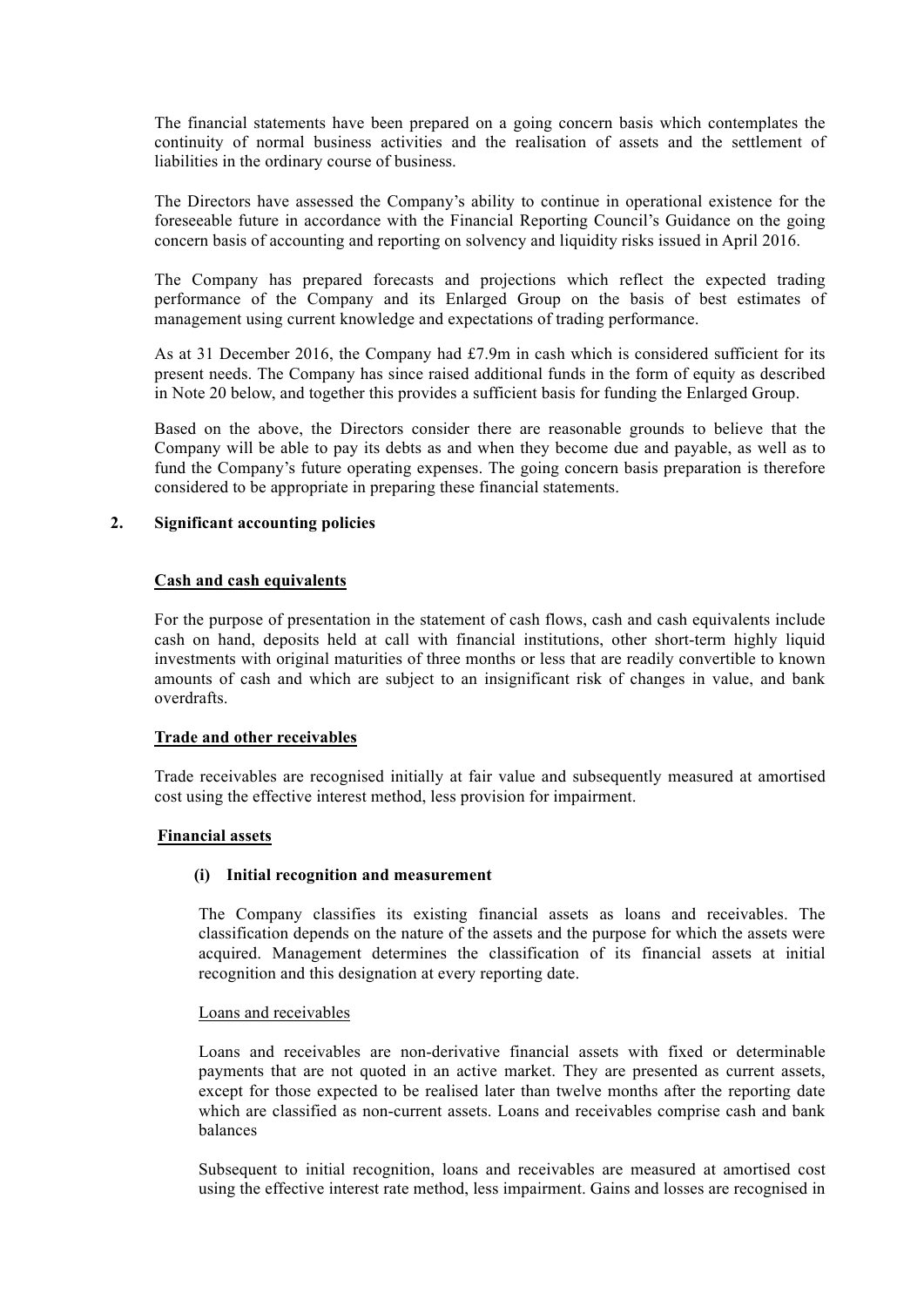The financial statements have been prepared on a going concern basis which contemplates the continuity of normal business activities and the realisation of assets and the settlement of liabilities in the ordinary course of business.

The Directors have assessed the Company's ability to continue in operational existence for the foreseeable future in accordance with the Financial Reporting Council's Guidance on the going concern basis of accounting and reporting on solvency and liquidity risks issued in April 2016.

The Company has prepared forecasts and projections which reflect the expected trading performance of the Company and its Enlarged Group on the basis of best estimates of management using current knowledge and expectations of trading performance.

As at 31 December 2016, the Company had £7.9m in cash which is considered sufficient for its present needs. The Company has since raised additional funds in the form of equity as described in Note 20 below, and together this provides a sufficient basis for funding the Enlarged Group.

Based on the above, the Directors consider there are reasonable grounds to believe that the Company will be able to pay its debts as and when they become due and payable, as well as to fund the Company's future operating expenses. The going concern basis preparation is therefore considered to be appropriate in preparing these financial statements.

## 2. Significant accounting policies

### Cash and cash equivalents

For the purpose of presentation in the statement of cash flows, cash and cash equivalents include cash on hand, deposits held at call with financial institutions, other short-term highly liquid investments with original maturities of three months or less that are readily convertible to known amounts of cash and which are subject to an insignificant risk of changes in value, and bank overdrafts.

### Trade and other receivables

Trade receivables are recognised initially at fair value and subsequently measured at amortised cost using the effective interest method, less provision for impairment.

### Financial assets

#### (i) Initial recognition and measurement

The Company classifies its existing financial assets as loans and receivables. The classification depends on the nature of the assets and the purpose for which the assets were acquired. Management determines the classification of its financial assets at initial recognition and this designation at every reporting date.

Loans and receivables

Loans and receivables are non-derivative financial assets with fixed or determinable payments that are not quoted in an active market. They are presented as current assets, except for those expected to be realised later than twelve months after the reporting date which are classified as non-current assets. Loans and receivables comprise cash and bank balances

Subsequent to initial recognition, loans and receivables are measured at amortised cost using the effective interest rate method, less impairment. Gains and losses are recognised in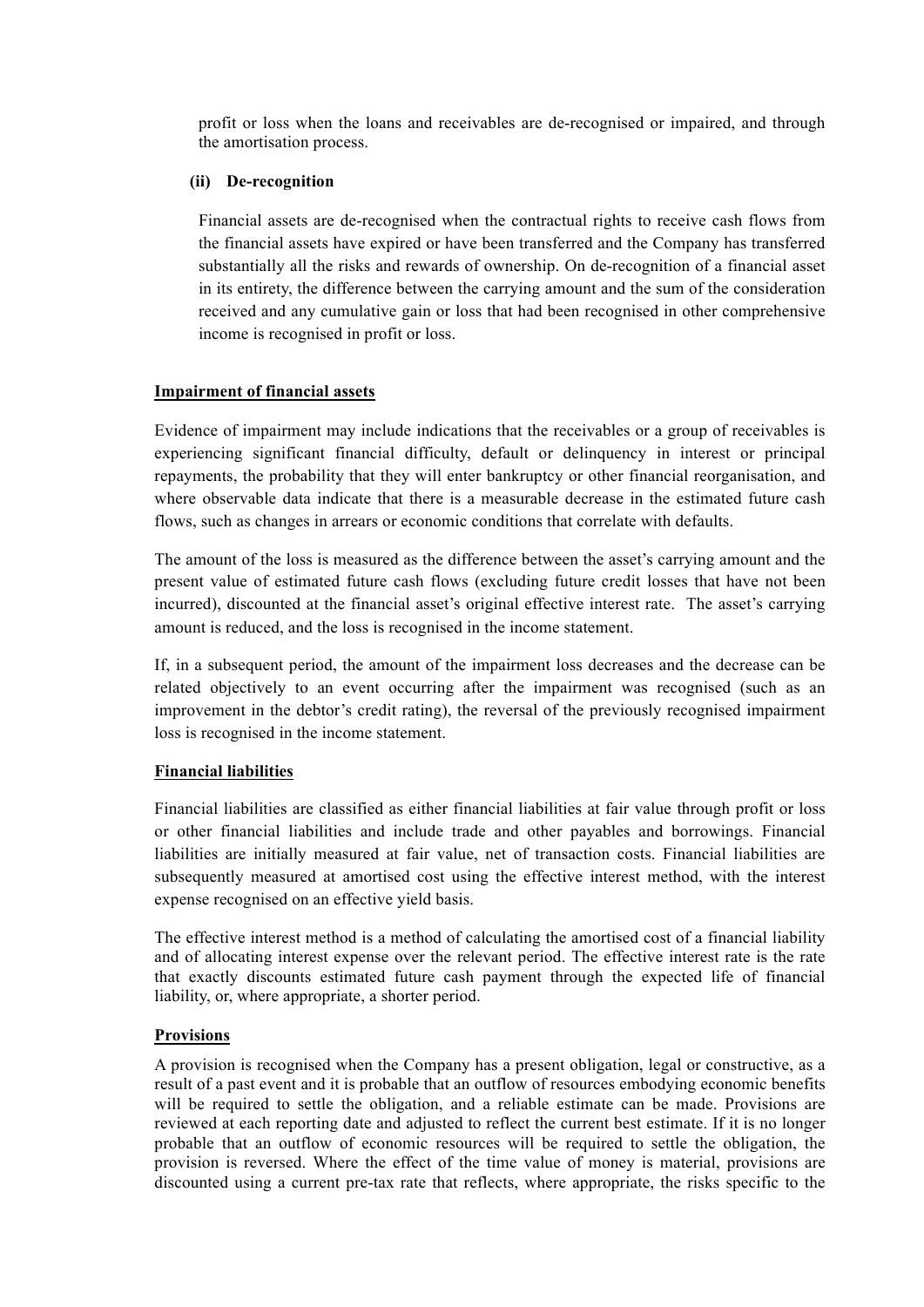profit or loss when the loans and receivables are de-recognised or impaired, and through the amortisation process.

**(ii) De-recognition**

Financial assets are de-recognised when the contractual rights to receive cash flows from the financial assets have expired or have been transferred and the Company has transferred substantially all the risks and rewards of ownership. On de-recognition of a financial asset in its entirety, the difference between the carrying amount and the sum of the consideration received and any cumulative gain or loss that had been recognised in other comprehensive income is recognised in profit or loss.

**Impairment of financial assets**

Evidence of impairment may include indications that the receivables or a group of receivables is experiencing significant financial difficulty, default or delinquency in interest or principal repayments, the probability that they will enter bankruptcy or other financial reorganisation, and where observable data indicate that there is a measurable decrease in the estimated future cash flows, such as changes in arrears or economic conditions that correlate with defaults.

The amount of the loss is measured as the difference between the asset's carrying amount and the present value of estimated future cash flows (excluding future credit losses that have not been incurred), discounted at the financial asset's original effective interest rate. The asset's carrying amount is reduced, and the loss is recognised in the income statement.

If, in a subsequent period, the amount of the impairment loss decreases and the decrease can be related objectively to an event occurring after the impairment was recognised (such as an improvement in the debtor's credit rating), the reversal of the previously recognised impairment loss is recognised in the income statement.

**Financial liabilities**

Financial liabilities are classified as either financial liabilities at fair value through profit or loss or other financial liabilities and include trade and other payables and borrowings. Financial liabilities are initially measured at fair value, net of transaction costs. Financial liabilities are subsequently measured at amortised cost using the effective interest method, with the interest expense recognised on an effective yield basis.

The effective interest method is a method of calculating the amortised cost of a financial liability and of allocating interest expense over the relevant period. The effective interest rate is the rate that exactly discounts estimated future cash payment through the expected life of financial liability, or, where appropriate, a shorter period.

**Provisions**

A provision is recognised when the Company has a present obligation, legal or constructive, as a result of a past event and it is probable that an outflow of resources embodying economic benefits will be required to settle the obligation, and a reliable estimate can be made. Provisions are reviewed at each reporting date and adjusted to reflect the current best estimate. If it is no longer probable that an outflow of economic resources will be required to settle the obligation, the provision is reversed. Where the effect of the time value of money is material, provisions are discounted using a current pre-tax rate that reflects, where appropriate, the risks specific to the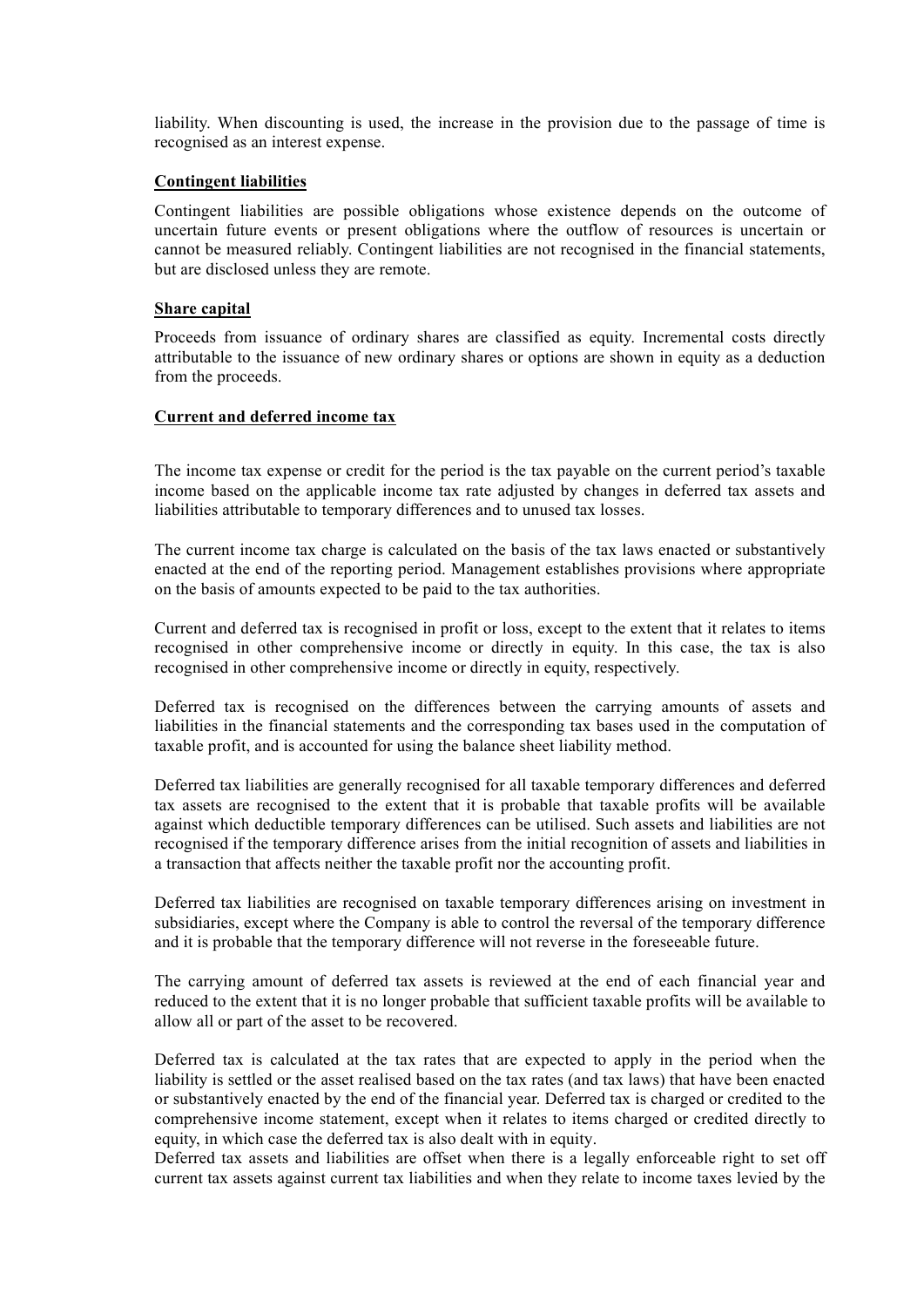liability. When discounting is used, the increase in the provision due to the passage of time is recognised as an interest expense.

**Contingent liabilities**

Contingent liabilities are possible obligations whose existence depends on the outcome of uncertain future events or present obligations where the outflow of resources is uncertain or cannot be measured reliably. Contingent liabilities are not recognised in the financial statements, but are disclosed unless they are remote.

**Share capital**

Proceeds from issuance of ordinary shares are classified as equity. Incremental costs directly attributable to the issuance of new ordinary shares or options are shown in equity as a deduction from the proceeds.

**Current and deferred income tax**

The income tax expense or credit for the period is the tax payable on the current period's taxable income based on the applicable income tax rate adjusted by changes in deferred tax assets and liabilities attributable to temporary differences and to unused tax losses.

The current income tax charge is calculated on the basis of the tax laws enacted or substantively enacted at the end of the reporting period. Management establishes provisions where appropriate on the basis of amounts expected to be paid to the tax authorities.

Current and deferred tax is recognised in profit or loss, except to the extent that it relates to items recognised in other comprehensive income or directly in equity. In this case, the tax is also recognised in other comprehensive income or directly in equity, respectively.

Deferred tax is recognised on the differences between the carrying amounts of assets and liabilities in the financial statements and the corresponding tax bases used in the computation of taxable profit, and is accounted for using the balance sheet liability method.

Deferred tax liabilities are generally recognised for all taxable temporary differences and deferred tax assets are recognised to the extent that it is probable that taxable profits will be available against which deductible temporary differences can be utilised. Such assets and liabilities are not recognised if the temporary difference arises from the initial recognition of assets and liabilities in a transaction that affects neither the taxable profit nor the accounting profit.

Deferred tax liabilities are recognised on taxable temporary differences arising on investment in subsidiaries, except where the Company is able to control the reversal of the temporary difference and it is probable that the temporary difference will not reverse in the foreseeable future.

The carrying amount of deferred tax assets is reviewed at the end of each financial year and reduced to the extent that it is no longer probable that sufficient taxable profits will be available to allow all or part of the asset to be recovered.

Deferred tax is calculated at the tax rates that are expected to apply in the period when the liability is settled or the asset realised based on the tax rates (and tax laws) that have been enacted or substantively enacted by the end of the financial year. Deferred tax is charged or credited to the comprehensive income statement, except when it relates to items charged or credited directly to equity, in which case the deferred tax is also dealt with in equity.
Deferred tax assets and liabilities are offset when there is a legally enforceable right to set off current tax assets against current tax liabilities and when they relate to income taxes levied by the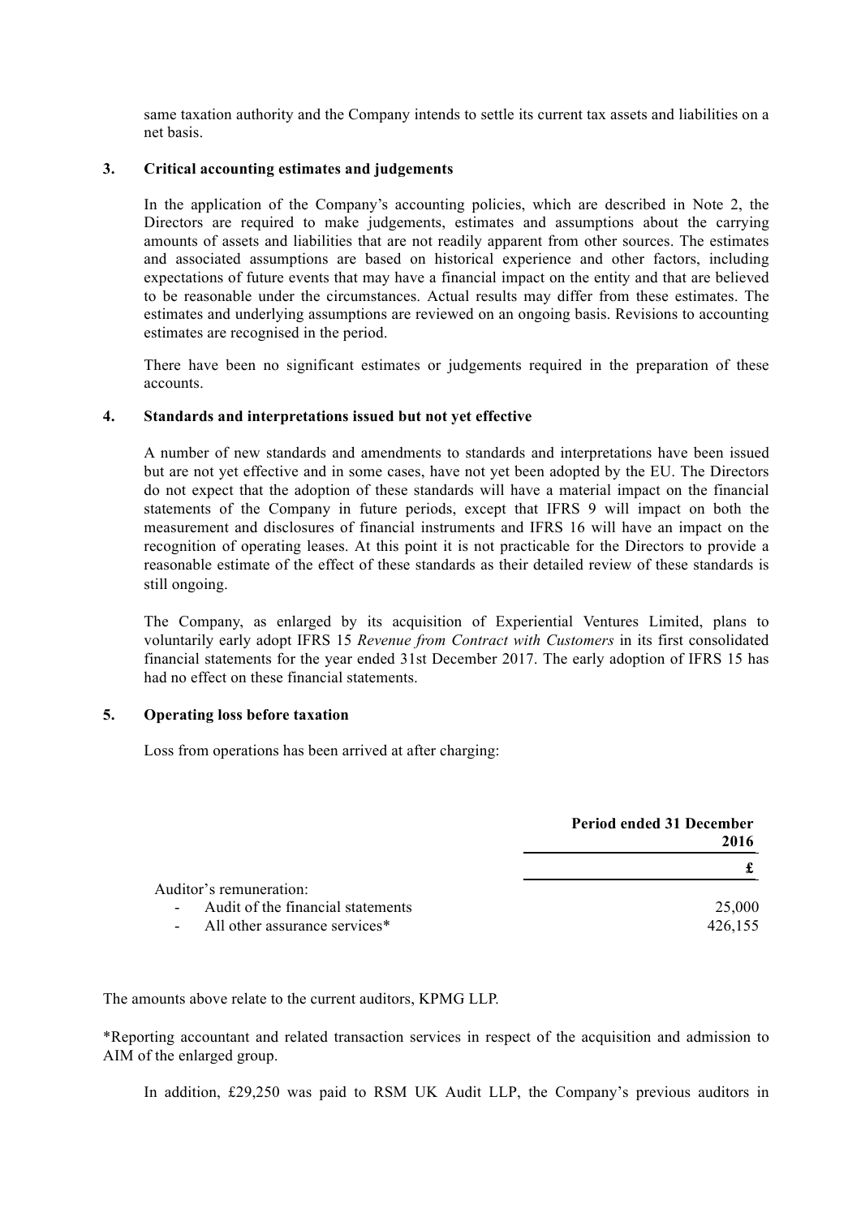same taxation authority and the Company intends to settle its current tax assets and liabilities on a net basis.

## 3. Critical accounting estimates and judgements

In the application of the Company's accounting policies, which are described in Note 2, the Directors are required to make judgements, estimates and assumptions about the carrying amounts of assets and liabilities that are not readily apparent from other sources. The estimates and associated assumptions are based on historical experience and other factors, including expectations of future events that may have a financial impact on the entity and that are believed to be reasonable under the circumstances. Actual results may differ from these estimates. The estimates and underlying assumptions are reviewed on an ongoing basis. Revisions to accounting estimates are recognised in the period.

There have been no significant estimates or judgements required in the preparation of these accounts.

## 4. Standards and interpretations issued but not yet effective

A number of new standards and amendments to standards and interpretations have been issued but are not yet effective and in some cases, have not yet been adopted by the EU. The Directors do not expect that the adoption of these standards will have a material impact on the financial statements of the Company in future periods, except that IFRS 9 will impact on both the measurement and disclosures of financial instruments and IFRS 16 will have an impact on the recognition of operating leases. At this point it is not practicable for the Directors to provide a reasonable estimate of the effect of these standards as their detailed review of these standards is still ongoing.

The Company, as enlarged by its acquisition of Experiential Ventures Limited, plans to voluntarily early adopt IFRS 15 *Revenue from Contract with Customers* in its first consolidated financial statements for the year ended 31st December 2017. The early adoption of IFRS 15 has had no effect on these financial statements.

## 5. Operating loss before taxation

Loss from operations has been arrived at after charging:

| | Period ended 31 December 2016 |
|---|---|
| | £ |
| Auditor's remuneration: | |
| - Audit of the financial statements | 25,000 |
| - All other assurance services* | 426,155 |

The amounts above relate to the current auditors, KPMG LLP.

*Reporting accountant and related transaction services in respect of the acquisition and admission to AIM of the enlarged group.

In addition, £29,250 was paid to RSM UK Audit LLP, the Company's previous auditors in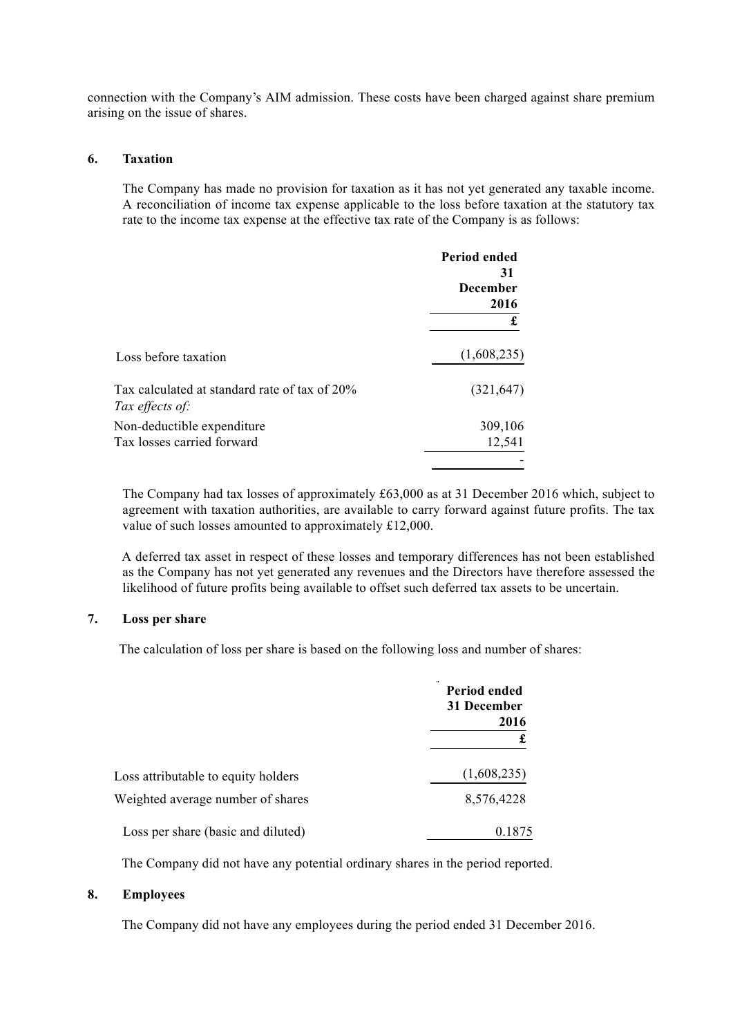connection with the Company's AIM admission. These costs have been charged against share premium arising on the issue of shares.

## 6. Taxation

The Company has made no provision for taxation as it has not yet generated any taxable income. A reconciliation of income tax expense applicable to the loss before taxation at the statutory tax rate to the income tax expense at the effective tax rate of the Company is as follows:

| | Period ended 31 December 2016 |
|---|---|
| | **£** |
| Loss before taxation | (1,608,235) |
| Tax calculated at standard rate of tax of 20% | (321,647) |
| *Tax effects of:* | |
| Non-deductible expenditure | 309,106 |
| Tax losses carried forward | 12,541 |
| | - |

The Company had tax losses of approximately £63,000 as at 31 December 2016 which, subject to agreement with taxation authorities, are available to carry forward against future profits. The tax value of such losses amounted to approximately £12,000.

A deferred tax asset in respect of these losses and temporary differences has not been established as the Company has not yet generated any revenues and the Directors have therefore assessed the likelihood of future profits being available to offset such deferred tax assets to be uncertain.

## 7. Loss per share

The calculation of loss per share is based on the following loss and number of shares:

| | Period ended 31 December 2016 |
|---|---|
| | **£** |
| Loss attributable to equity holders | (1,608,235) |
| Weighted average number of shares | 8,576,4228 |
| Loss per share (basic and diluted) | 0.1875 |

The Company did not have any potential ordinary shares in the period reported.

## 8. Employees

The Company did not have any employees during the period ended 31 December 2016.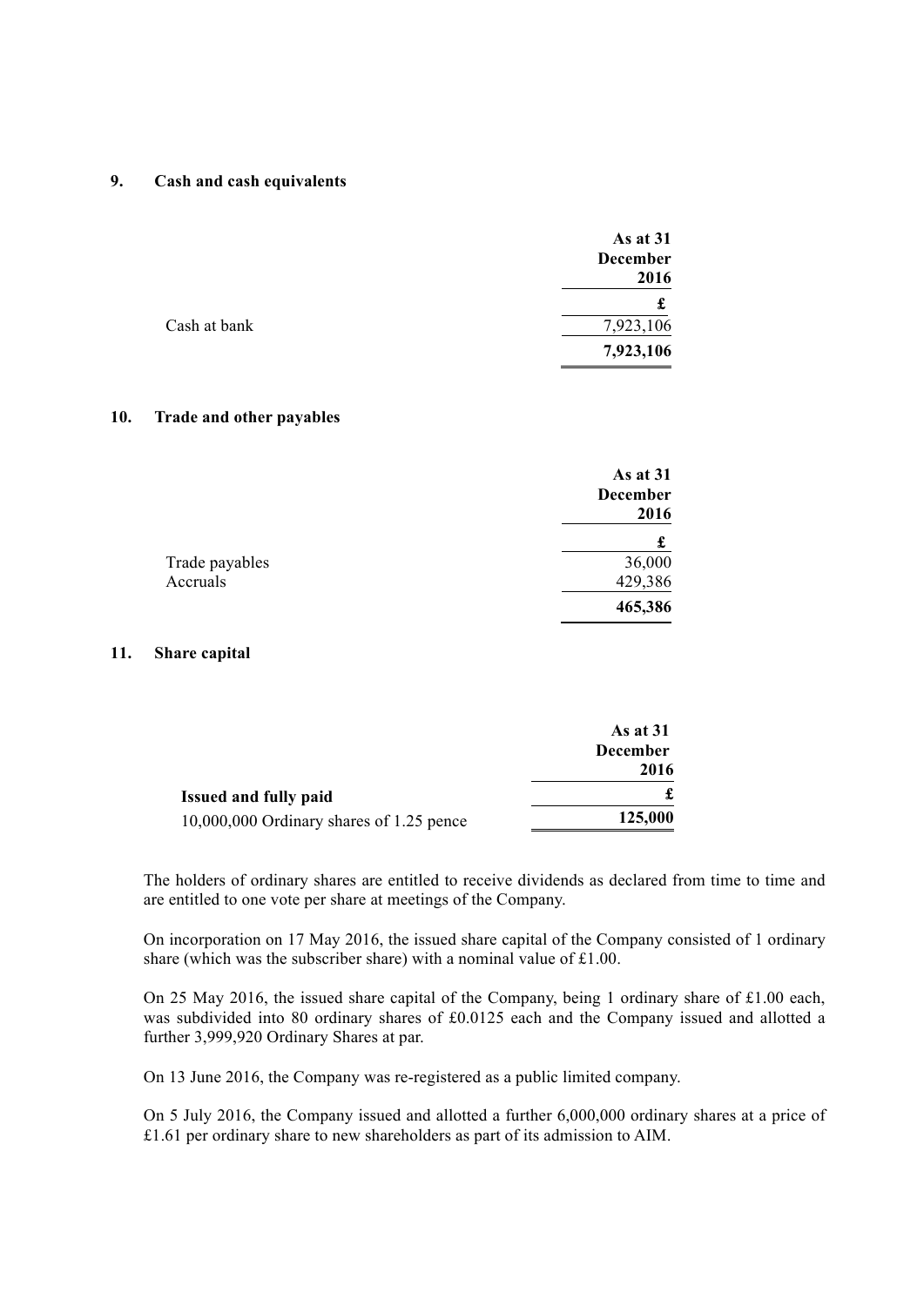## 9. Cash and cash equivalents

| | As at 31 December 2016 |
|---|---|
| | £ |
| Cash at bank | 7,923,106 |
| | **7,923,106** |

## 10. Trade and other payables

| | As at 31 December 2016 |
|---|---|
| | £ |
| Trade payables | 36,000 |
| Accruals | 429,386 |
| | **465,386** |

## 11. Share capital

| | As at 31 December 2016 |
|---|---|
| **Issued and fully paid** | **£** |
| 10,000,000 Ordinary shares of 1.25 pence | **125,000** |

The holders of ordinary shares are entitled to receive dividends as declared from time to time and are entitled to one vote per share at meetings of the Company.

On incorporation on 17 May 2016, the issued share capital of the Company consisted of 1 ordinary share (which was the subscriber share) with a nominal value of £1.00.

On 25 May 2016, the issued share capital of the Company, being 1 ordinary share of £1.00 each, was subdivided into 80 ordinary shares of £0.0125 each and the Company issued and allotted a further 3,999,920 Ordinary Shares at par.

On 13 June 2016, the Company was re-registered as a public limited company.

On 5 July 2016, the Company issued and allotted a further 6,000,000 ordinary shares at a price of £1.61 per ordinary share to new shareholders as part of its admission to AIM.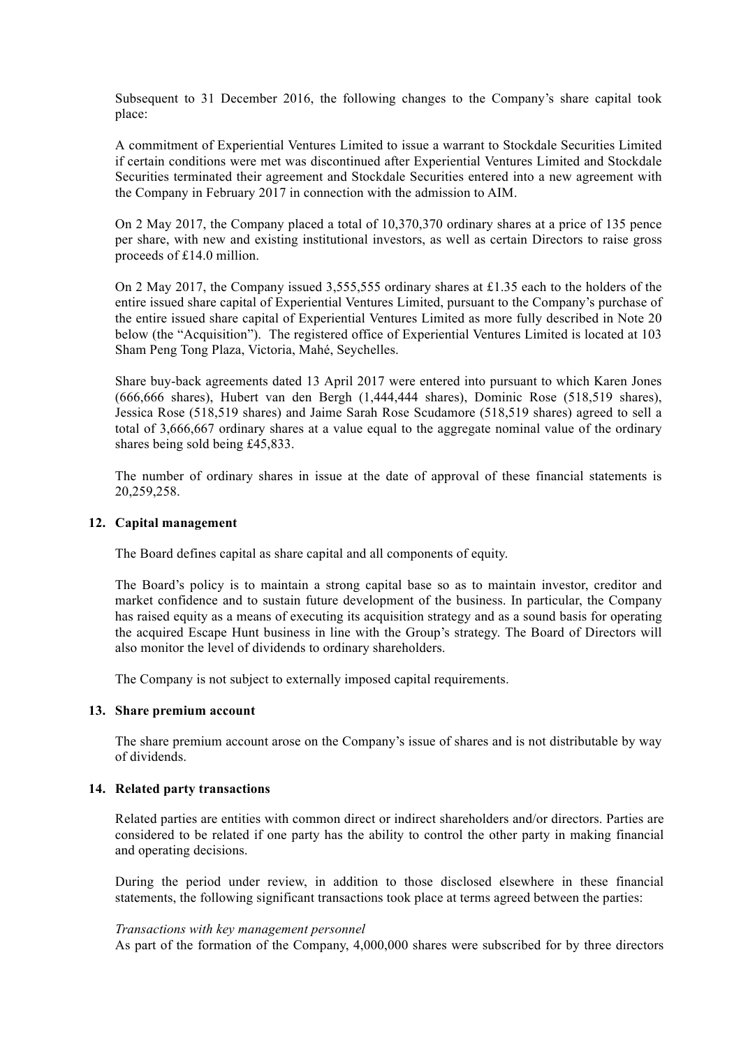Subsequent to 31 December 2016, the following changes to the Company's share capital took place:

A commitment of Experiential Ventures Limited to issue a warrant to Stockdale Securities Limited if certain conditions were met was discontinued after Experiential Ventures Limited and Stockdale Securities terminated their agreement and Stockdale Securities entered into a new agreement with the Company in February 2017 in connection with the admission to AIM.

On 2 May 2017, the Company placed a total of 10,370,370 ordinary shares at a price of 135 pence per share, with new and existing institutional investors, as well as certain Directors to raise gross proceeds of £14.0 million.

On 2 May 2017, the Company issued 3,555,555 ordinary shares at £1.35 each to the holders of the entire issued share capital of Experiential Ventures Limited, pursuant to the Company's purchase of the entire issued share capital of Experiential Ventures Limited as more fully described in Note 20 below (the "Acquisition"). The registered office of Experiential Ventures Limited is located at 103 Sham Peng Tong Plaza, Victoria, Mahé, Seychelles.

Share buy-back agreements dated 13 April 2017 were entered into pursuant to which Karen Jones (666,666 shares), Hubert van den Bergh (1,444,444 shares), Dominic Rose (518,519 shares), Jessica Rose (518,519 shares) and Jaime Sarah Rose Scudamore (518,519 shares) agreed to sell a total of 3,666,667 ordinary shares at a value equal to the aggregate nominal value of the ordinary shares being sold being £45,833.

The number of ordinary shares in issue at the date of approval of these financial statements is 20,259,258.

## 12. Capital management

The Board defines capital as share capital and all components of equity.

The Board's policy is to maintain a strong capital base so as to maintain investor, creditor and market confidence and to sustain future development of the business. In particular, the Company has raised equity as a means of executing its acquisition strategy and as a sound basis for operating the acquired Escape Hunt business in line with the Group's strategy. The Board of Directors will also monitor the level of dividends to ordinary shareholders.

The Company is not subject to externally imposed capital requirements.

## 13. Share premium account

The share premium account arose on the Company's issue of shares and is not distributable by way of dividends.

## 14. Related party transactions

Related parties are entities with common direct or indirect shareholders and/or directors. Parties are considered to be related if one party has the ability to control the other party in making financial and operating decisions.

During the period under review, in addition to those disclosed elsewhere in these financial statements, the following significant transactions took place at terms agreed between the parties:

*Transactions with key management personnel*
As part of the formation of the Company, 4,000,000 shares were subscribed for by three directors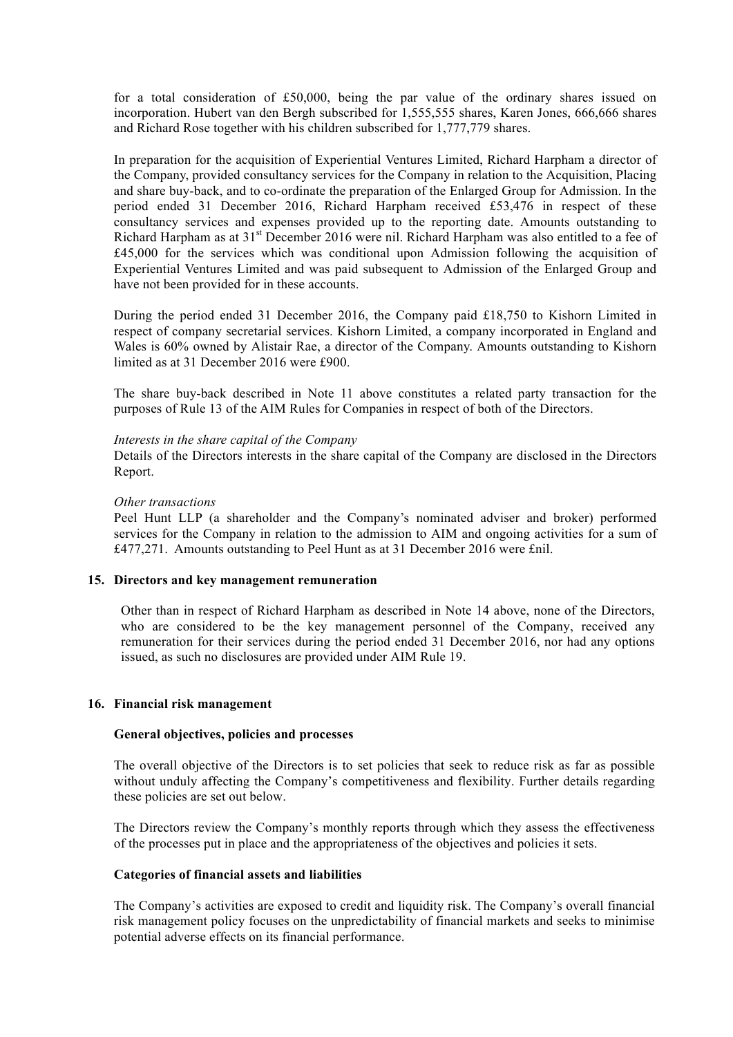for a total consideration of £50,000, being the par value of the ordinary shares issued on incorporation. Hubert van den Bergh subscribed for 1,555,555 shares, Karen Jones, 666,666 shares and Richard Rose together with his children subscribed for 1,777,779 shares.

In preparation for the acquisition of Experiential Ventures Limited, Richard Harpham a director of the Company, provided consultancy services for the Company in relation to the Acquisition, Placing and share buy-back, and to co-ordinate the preparation of the Enlarged Group for Admission. In the period ended 31 December 2016, Richard Harpham received £53,476 in respect of these consultancy services and expenses provided up to the reporting date. Amounts outstanding to Richard Harpham as at 31st December 2016 were nil. Richard Harpham was also entitled to a fee of £45,000 for the services which was conditional upon Admission following the acquisition of Experiential Ventures Limited and was paid subsequent to Admission of the Enlarged Group and have not been provided for in these accounts.

During the period ended 31 December 2016, the Company paid £18,750 to Kishorn Limited in respect of company secretarial services. Kishorn Limited, a company incorporated in England and Wales is 60% owned by Alistair Rae, a director of the Company. Amounts outstanding to Kishorn limited as at 31 December 2016 were £900.

The share buy-back described in Note 11 above constitutes a related party transaction for the purposes of Rule 13 of the AIM Rules for Companies in respect of both of the Directors.

*Interests in the share capital of the Company*

Details of the Directors interests in the share capital of the Company are disclosed in the Directors Report.

*Other transactions*

Peel Hunt LLP (a shareholder and the Company's nominated adviser and broker) performed services for the Company in relation to the admission to AIM and ongoing activities for a sum of £477,271. Amounts outstanding to Peel Hunt as at 31 December 2016 were £nil.

## 15. Directors and key management remuneration

Other than in respect of Richard Harpham as described in Note 14 above, none of the Directors, who are considered to be the key management personnel of the Company, received any remuneration for their services during the period ended 31 December 2016, nor had any options issued, as such no disclosures are provided under AIM Rule 19.

## 16. Financial risk management

### General objectives, policies and processes

The overall objective of the Directors is to set policies that seek to reduce risk as far as possible without unduly affecting the Company's competitiveness and flexibility. Further details regarding these policies are set out below.

The Directors review the Company's monthly reports through which they assess the effectiveness of the processes put in place and the appropriateness of the objectives and policies it sets.

### Categories of financial assets and liabilities

The Company's activities are exposed to credit and liquidity risk. The Company's overall financial risk management policy focuses on the unpredictability of financial markets and seeks to minimise potential adverse effects on its financial performance.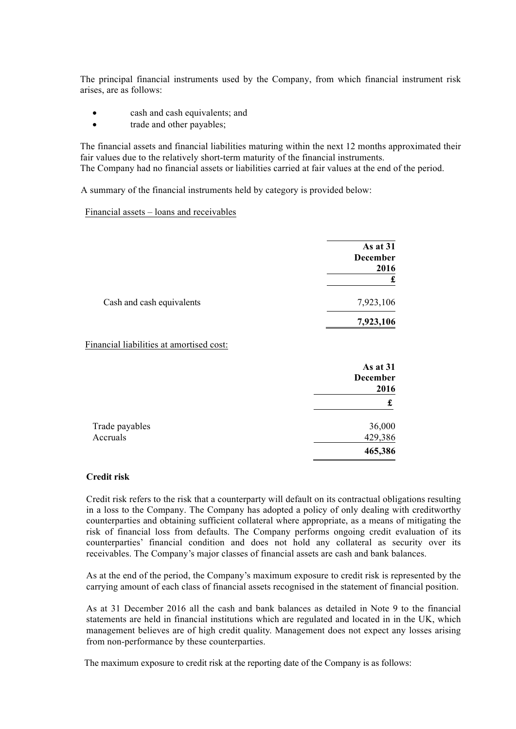The principal financial instruments used by the Company, from which financial instrument risk arises, are as follows:

- cash and cash equivalents; and
- trade and other payables;

The financial assets and financial liabilities maturing within the next 12 months approximated their fair values due to the relatively short-term maturity of the financial instruments.
The Company had no financial assets or liabilities carried at fair values at the end of the period.

A summary of the financial instruments held by category is provided below:

Financial assets – loans and receivables

| | **As at 31 December 2016** |
|---|---|
| | **£** |
| Cash and cash equivalents | 7,923,106 |
| | **7,923,106** |

Financial liabilities at amortised cost:

| | **As at 31 December 2016** |
|---|---|
| | **£** |
| Trade payables | 36,000 |
| Accruals | 429,386 |
| | **465,386** |

**Credit risk**

Credit risk refers to the risk that a counterparty will default on its contractual obligations resulting in a loss to the Company. The Company has adopted a policy of only dealing with creditworthy counterparties and obtaining sufficient collateral where appropriate, as a means of mitigating the risk of financial loss from defaults. The Company performs ongoing credit evaluation of its counterparties' financial condition and does not hold any collateral as security over its receivables. The Company's major classes of financial assets are cash and bank balances.

As at the end of the period, the Company's maximum exposure to credit risk is represented by the carrying amount of each class of financial assets recognised in the statement of financial position.

As at 31 December 2016 all the cash and bank balances as detailed in Note 9 to the financial statements are held in financial institutions which are regulated and located in in the UK, which management believes are of high credit quality. Management does not expect any losses arising from non-performance by these counterparties.

The maximum exposure to credit risk at the reporting date of the Company is as follows: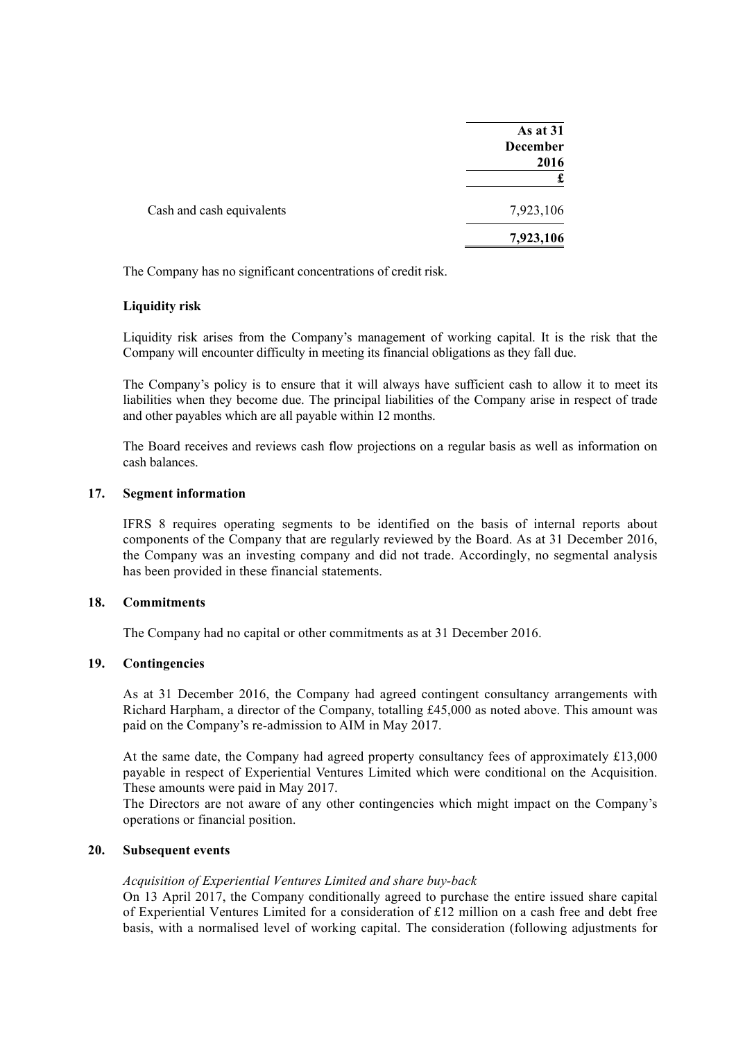| | As at 31 December 2016 |
|---|---|
| | £ |
| Cash and cash equivalents | 7,923,106 |
| | **7,923,106** |

The Company has no significant concentrations of credit risk.

**Liquidity risk**

Liquidity risk arises from the Company's management of working capital. It is the risk that the Company will encounter difficulty in meeting its financial obligations as they fall due.

The Company's policy is to ensure that it will always have sufficient cash to allow it to meet its liabilities when they become due. The principal liabilities of the Company arise in respect of trade and other payables which are all payable within 12 months.

The Board receives and reviews cash flow projections on a regular basis as well as information on cash balances.

## 17. Segment information

IFRS 8 requires operating segments to be identified on the basis of internal reports about components of the Company that are regularly reviewed by the Board. As at 31 December 2016, the Company was an investing company and did not trade. Accordingly, no segmental analysis has been provided in these financial statements.

## 18. Commitments

The Company had no capital or other commitments as at 31 December 2016.

## 19. Contingencies

As at 31 December 2016, the Company had agreed contingent consultancy arrangements with Richard Harpham, a director of the Company, totalling £45,000 as noted above. This amount was paid on the Company's re-admission to AIM in May 2017.

At the same date, the Company had agreed property consultancy fees of approximately £13,000 payable in respect of Experiential Ventures Limited which were conditional on the Acquisition. These amounts were paid in May 2017.

The Directors are not aware of any other contingencies which might impact on the Company's operations or financial position.

## 20. Subsequent events

*Acquisition of Experiential Ventures Limited and share buy-back*

On 13 April 2017, the Company conditionally agreed to purchase the entire issued share capital of Experiential Ventures Limited for a consideration of £12 million on a cash free and debt free basis, with a normalised level of working capital. The consideration (following adjustments for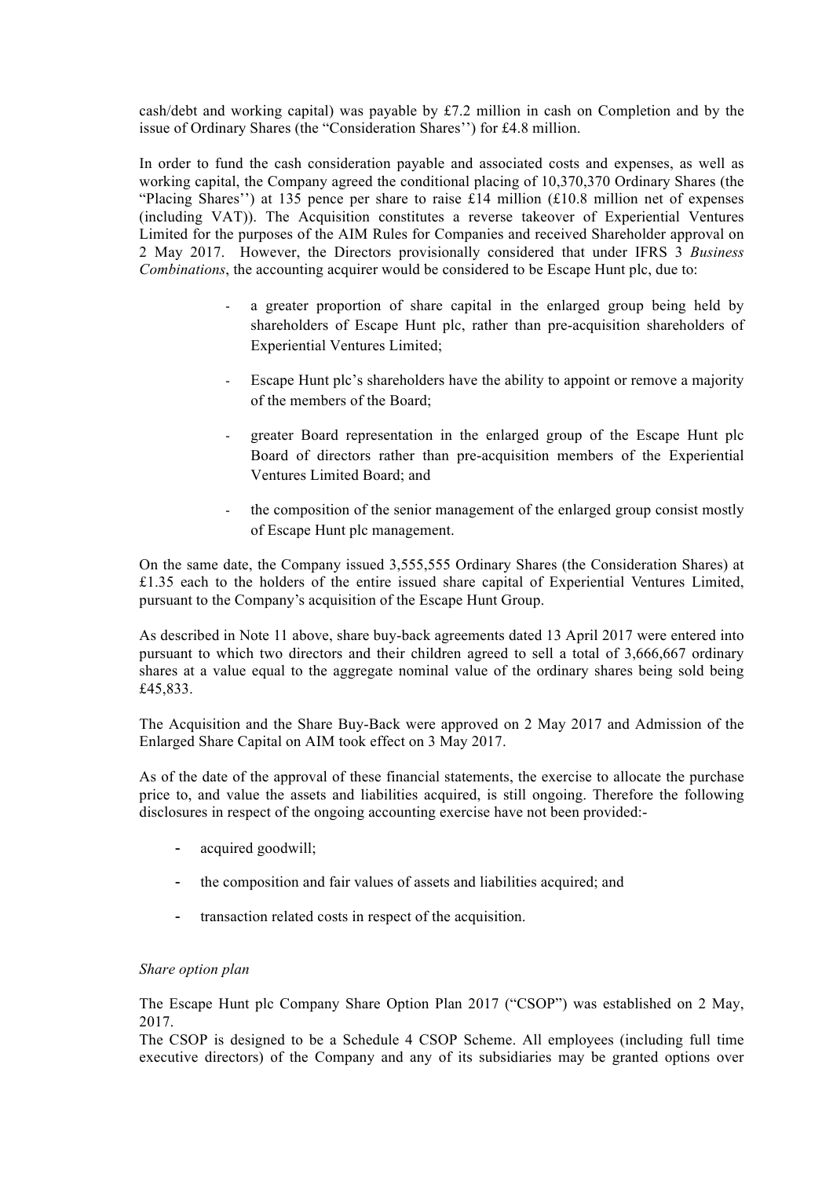cash/debt and working capital) was payable by £7.2 million in cash on Completion and by the issue of Ordinary Shares (the "Consideration Shares'') for £4.8 million.

In order to fund the cash consideration payable and associated costs and expenses, as well as working capital, the Company agreed the conditional placing of 10,370,370 Ordinary Shares (the "Placing Shares'') at 135 pence per share to raise £14 million (£10.8 million net of expenses (including VAT)). The Acquisition constitutes a reverse takeover of Experiential Ventures Limited for the purposes of the AIM Rules for Companies and received Shareholder approval on 2 May 2017. However, the Directors provisionally considered that under IFRS 3 *Business Combinations*, the accounting acquirer would be considered to be Escape Hunt plc, due to:

- a greater proportion of share capital in the enlarged group being held by shareholders of Escape Hunt plc, rather than pre-acquisition shareholders of Experiential Ventures Limited;
- Escape Hunt plc's shareholders have the ability to appoint or remove a majority of the members of the Board;
- greater Board representation in the enlarged group of the Escape Hunt plc Board of directors rather than pre-acquisition members of the Experiential Ventures Limited Board; and
- the composition of the senior management of the enlarged group consist mostly of Escape Hunt plc management.

On the same date, the Company issued 3,555,555 Ordinary Shares (the Consideration Shares) at £1.35 each to the holders of the entire issued share capital of Experiential Ventures Limited, pursuant to the Company's acquisition of the Escape Hunt Group.

As described in Note 11 above, share buy-back agreements dated 13 April 2017 were entered into pursuant to which two directors and their children agreed to sell a total of 3,666,667 ordinary shares at a value equal to the aggregate nominal value of the ordinary shares being sold being £45,833.

The Acquisition and the Share Buy-Back were approved on 2 May 2017 and Admission of the Enlarged Share Capital on AIM took effect on 3 May 2017.

As of the date of the approval of these financial statements, the exercise to allocate the purchase price to, and value the assets and liabilities acquired, is still ongoing. Therefore the following disclosures in respect of the ongoing accounting exercise have not been provided:-

- acquired goodwill;
- the composition and fair values of assets and liabilities acquired; and
- transaction related costs in respect of the acquisition.

*Share option plan*

The Escape Hunt plc Company Share Option Plan 2017 ("CSOP") was established on 2 May, 2017.

The CSOP is designed to be a Schedule 4 CSOP Scheme. All employees (including full time executive directors) of the Company and any of its subsidiaries may be granted options over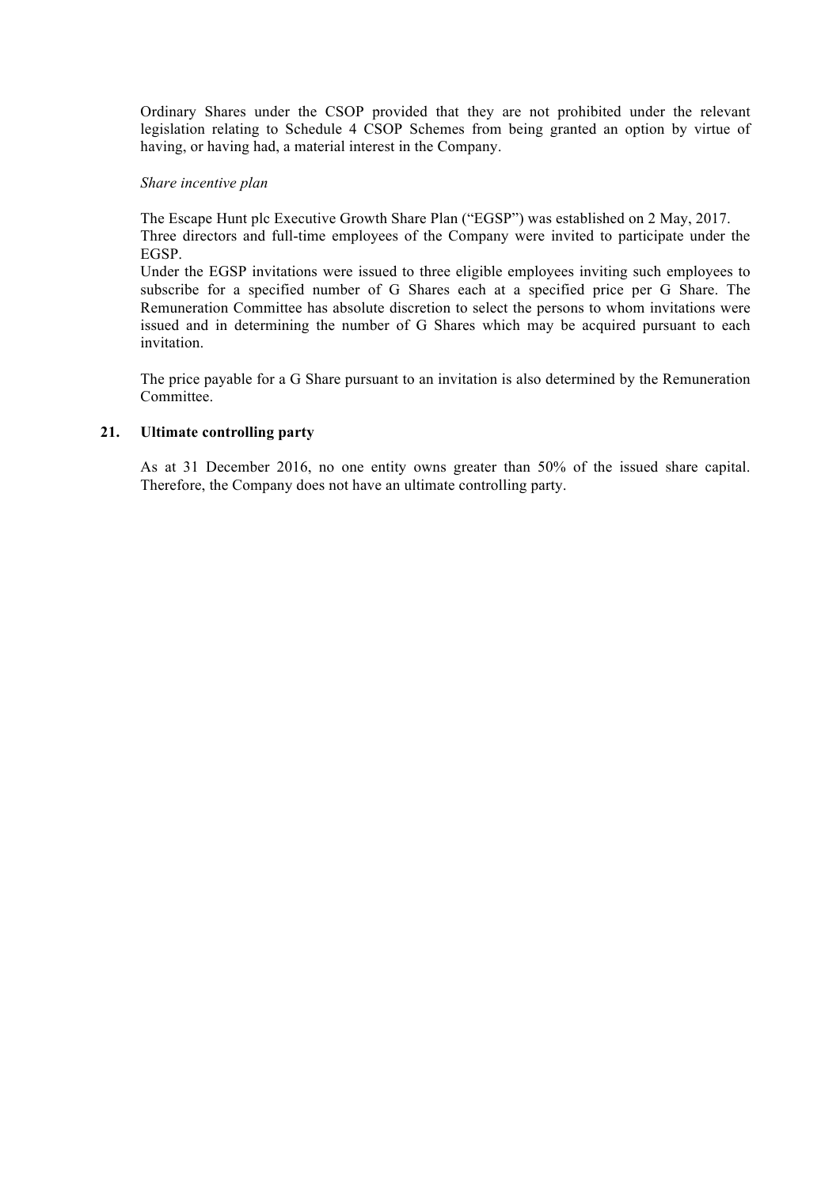Ordinary Shares under the CSOP provided that they are not prohibited under the relevant legislation relating to Schedule 4 CSOP Schemes from being granted an option by virtue of having, or having had, a material interest in the Company.

*Share incentive plan*

The Escape Hunt plc Executive Growth Share Plan ("EGSP") was established on 2 May, 2017.
Three directors and full-time employees of the Company were invited to participate under the EGSP.
Under the EGSP invitations were issued to three eligible employees inviting such employees to subscribe for a specified number of G Shares each at a specified price per G Share. The Remuneration Committee has absolute discretion to select the persons to whom invitations were issued and in determining the number of G Shares which may be acquired pursuant to each invitation.

The price payable for a G Share pursuant to an invitation is also determined by the Remuneration Committee.

## 21. Ultimate controlling party

As at 31 December 2016, no one entity owns greater than 50% of the issued share capital. Therefore, the Company does not have an ultimate controlling party.